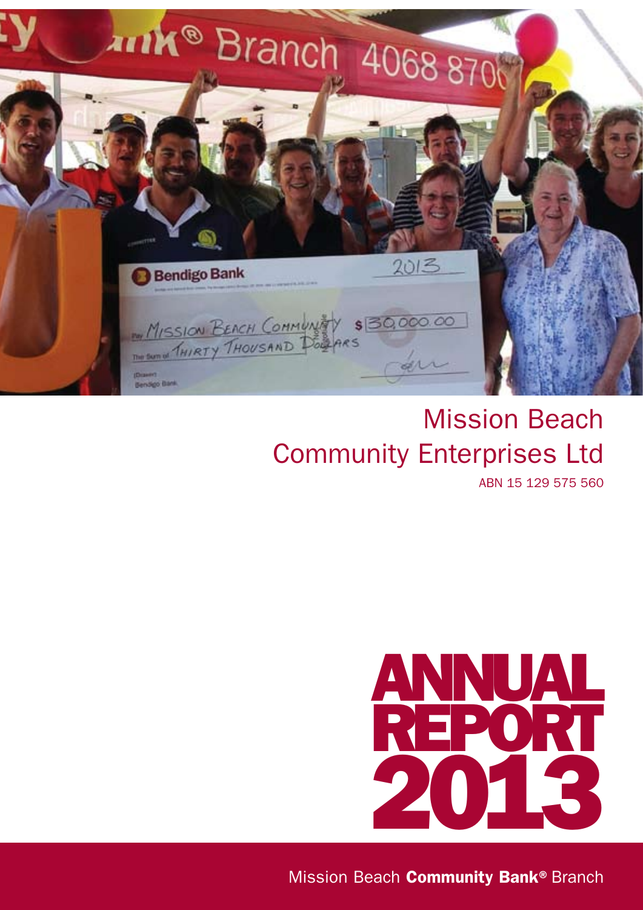# Mission Beach Community Enterprises Ltd

ABN 15 129 575 560

# ANNUAL REPORT 2013

Mission Beach **Community Bank®** Branch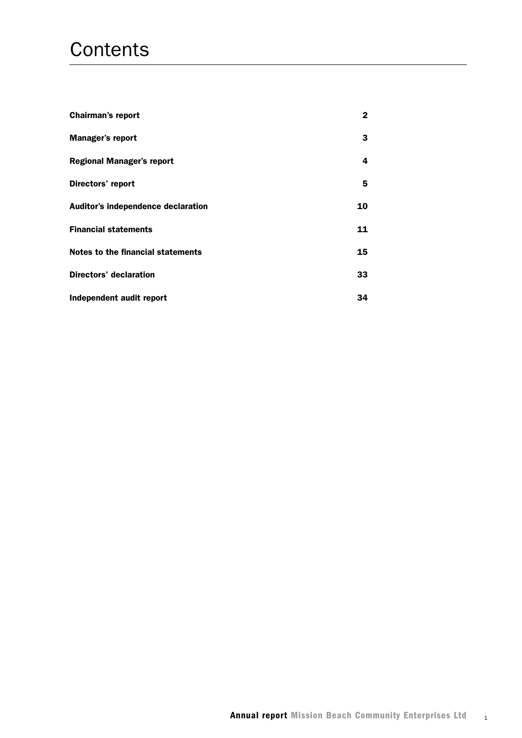# Contents

| | |
|---|---|
| **Chairman's report** | **2** |
| **Manager's report** | **3** |
| **Regional Manager's report** | **4** |
| **Directors' report** | **5** |
| **Auditor's independence declaration** | **10** |
| **Financial statements** | **11** |
| **Notes to the financial statements** | **15** |
| **Directors' declaration** | **33** |
| **Independent audit report** | **34** |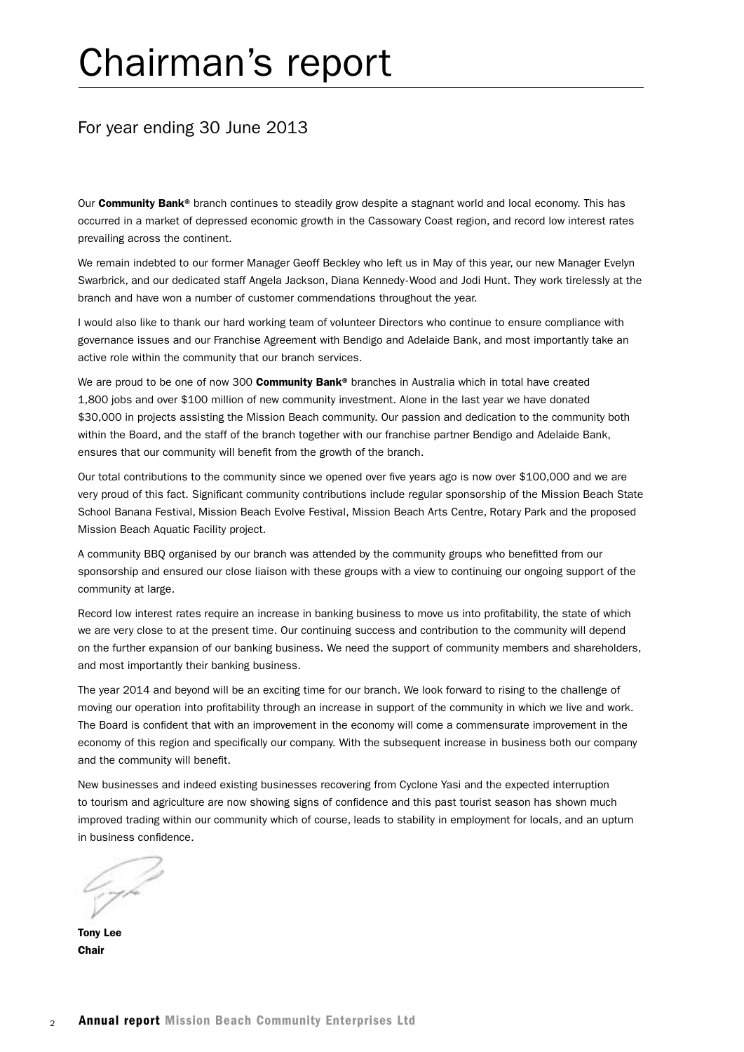# Chairman's report

## For year ending 30 June 2013

Our **Community Bank®** branch continues to steadily grow despite a stagnant world and local economy. This has occurred in a market of depressed economic growth in the Cassowary Coast region, and record low interest rates prevailing across the continent.

We remain indebted to our former Manager Geoff Beckley who left us in May of this year, our new Manager Evelyn Swarbrick, and our dedicated staff Angela Jackson, Diana Kennedy-Wood and Jodi Hunt. They work tirelessly at the branch and have won a number of customer commendations throughout the year.

I would also like to thank our hard working team of volunteer Directors who continue to ensure compliance with governance issues and our Franchise Agreement with Bendigo and Adelaide Bank, and most importantly take an active role within the community that our branch services.

We are proud to be one of now 300 **Community Bank®** branches in Australia which in total have created 1,800 jobs and over $100 million of new community investment. Alone in the last year we have donated $30,000 in projects assisting the Mission Beach community. Our passion and dedication to the community both within the Board, and the staff of the branch together with our franchise partner Bendigo and Adelaide Bank, ensures that our community will benefit from the growth of the branch.

Our total contributions to the community since we opened over five years ago is now over $100,000 and we are very proud of this fact. Significant community contributions include regular sponsorship of the Mission Beach State School Banana Festival, Mission Beach Evolve Festival, Mission Beach Arts Centre, Rotary Park and the proposed Mission Beach Aquatic Facility project.

A community BBQ organised by our branch was attended by the community groups who benefitted from our sponsorship and ensured our close liaison with these groups with a view to continuing our ongoing support of the community at large.

Record low interest rates require an increase in banking business to move us into profitability, the state of which we are very close to at the present time. Our continuing success and contribution to the community will depend on the further expansion of our banking business. We need the support of community members and shareholders, and most importantly their banking business.

The year 2014 and beyond will be an exciting time for our branch. We look forward to rising to the challenge of moving our operation into profitability through an increase in support of the community in which we live and work. The Board is confident that with an improvement in the economy will come a commensurate improvement in the economy of this region and specifically our company. With the subsequent increase in business both our company and the community will benefit.

New businesses and indeed existing businesses recovering from Cyclone Yasi and the expected interruption to tourism and agriculture are now showing signs of confidence and this past tourist season has shown much improved trading within our community which of course, leads to stability in employment for locals, and an upturn in business confidence.

**Tony Lee**
**Chair**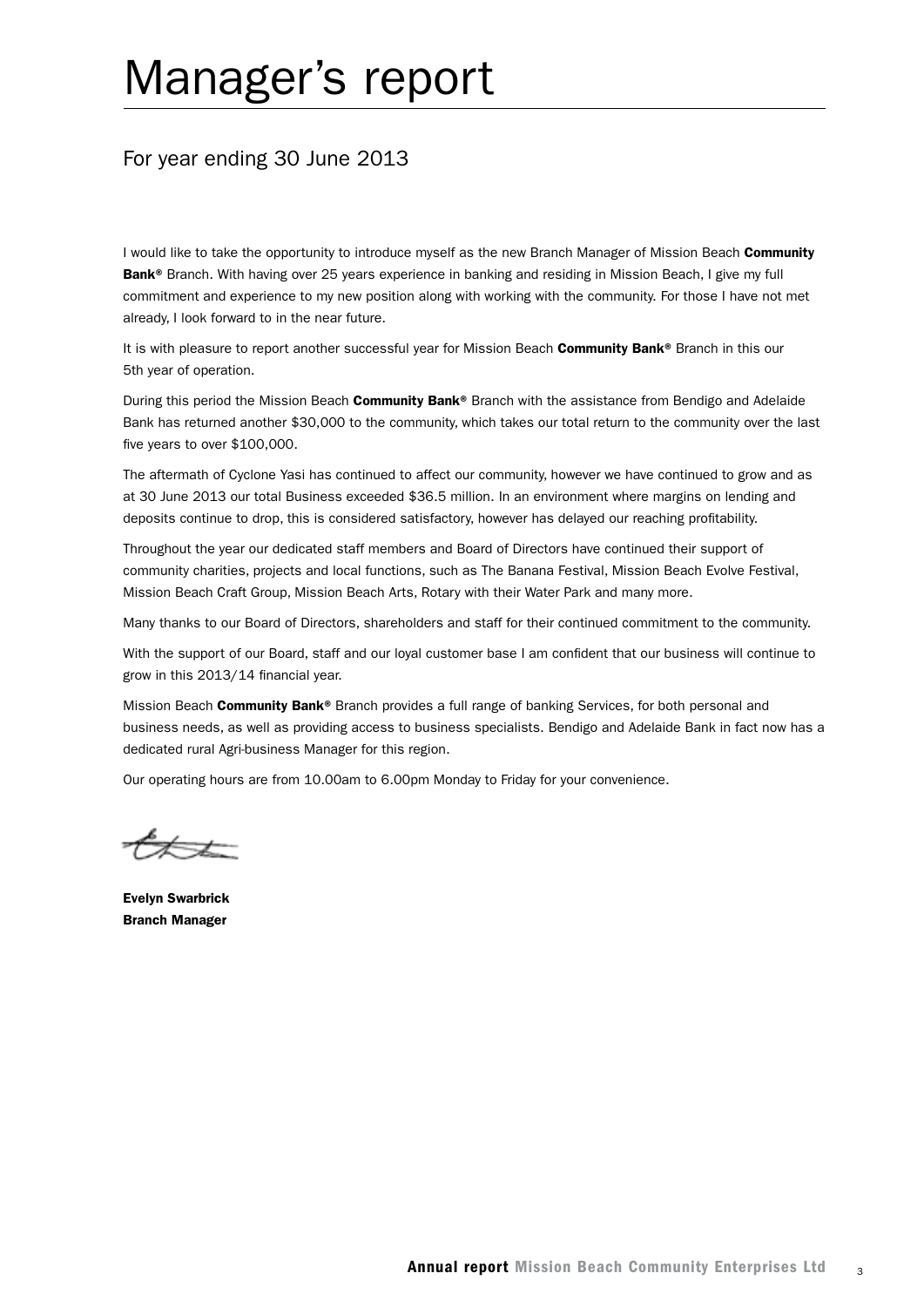# Manager's report

## For year ending 30 June 2013

I would like to take the opportunity to introduce myself as the new Branch Manager of Mission Beach **Community Bank®** Branch. With having over 25 years experience in banking and residing in Mission Beach, I give my full commitment and experience to my new position along with working with the community. For those I have not met already, I look forward to in the near future.

It is with pleasure to report another successful year for Mission Beach **Community Bank®** Branch in this our 5th year of operation.

During this period the Mission Beach **Community Bank®** Branch with the assistance from Bendigo and Adelaide Bank has returned another $30,000 to the community, which takes our total return to the community over the last five years to over $100,000.

The aftermath of Cyclone Yasi has continued to affect our community, however we have continued to grow and as at 30 June 2013 our total Business exceeded $36.5 million. In an environment where margins on lending and deposits continue to drop, this is considered satisfactory, however has delayed our reaching profitability.

Throughout the year our dedicated staff members and Board of Directors have continued their support of community charities, projects and local functions, such as The Banana Festival, Mission Beach Evolve Festival, Mission Beach Craft Group, Mission Beach Arts, Rotary with their Water Park and many more.

Many thanks to our Board of Directors, shareholders and staff for their continued commitment to the community.

With the support of our Board, staff and our loyal customer base I am confident that our business will continue to grow in this 2013/14 financial year.

Mission Beach **Community Bank®** Branch provides a full range of banking Services, for both personal and business needs, as well as providing access to business specialists. Bendigo and Adelaide Bank in fact now has a dedicated rural Agri-business Manager for this region.

Our operating hours are from 10.00am to 6.00pm Monday to Friday for your convenience.

**Evelyn Swarbrick**
**Branch Manager**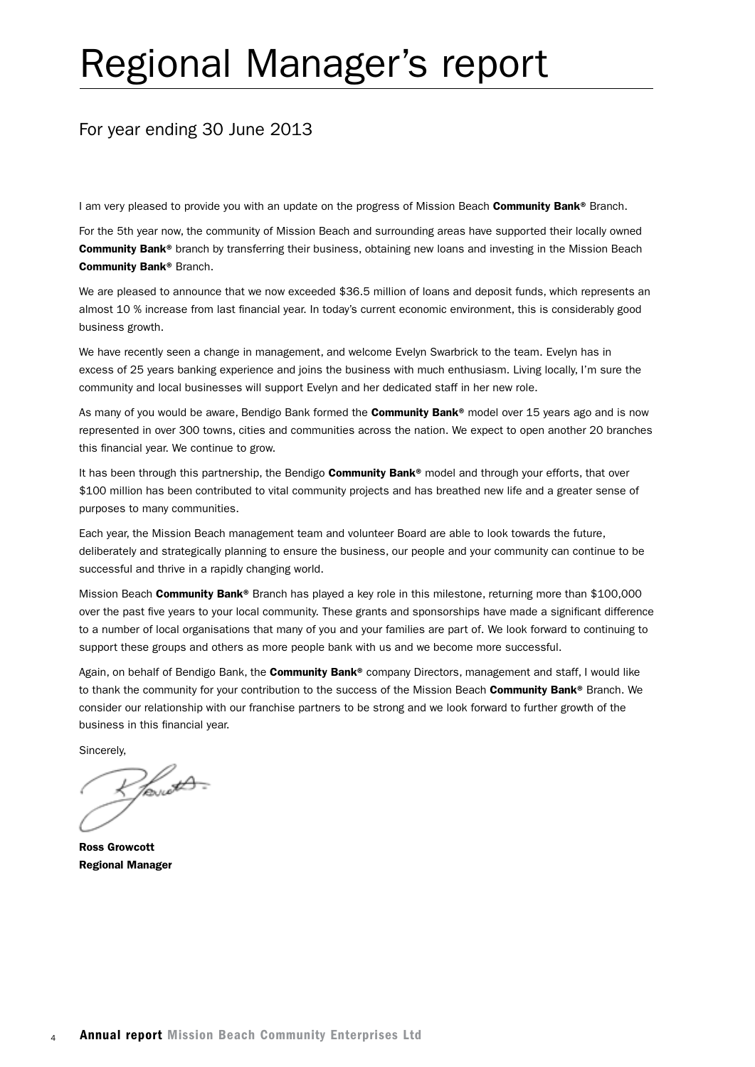# Regional Manager's report

## For year ending 30 June 2013

I am very pleased to provide you with an update on the progress of Mission Beach **Community Bank®** Branch.

For the 5th year now, the community of Mission Beach and surrounding areas have supported their locally owned **Community Bank®** branch by transferring their business, obtaining new loans and investing in the Mission Beach **Community Bank®** Branch.

We are pleased to announce that we now exceeded $36.5 million of loans and deposit funds, which represents an almost 10 % increase from last financial year. In today's current economic environment, this is considerably good business growth.

We have recently seen a change in management, and welcome Evelyn Swarbrick to the team. Evelyn has in excess of 25 years banking experience and joins the business with much enthusiasm. Living locally, I'm sure the community and local businesses will support Evelyn and her dedicated staff in her new role.

As many of you would be aware, Bendigo Bank formed the **Community Bank®** model over 15 years ago and is now represented in over 300 towns, cities and communities across the nation. We expect to open another 20 branches this financial year. We continue to grow.

It has been through this partnership, the Bendigo **Community Bank®** model and through your efforts, that over $100 million has been contributed to vital community projects and has breathed new life and a greater sense of purposes to many communities.

Each year, the Mission Beach management team and volunteer Board are able to look towards the future, deliberately and strategically planning to ensure the business, our people and your community can continue to be successful and thrive in a rapidly changing world.

Mission Beach **Community Bank®** Branch has played a key role in this milestone, returning more than $100,000 over the past five years to your local community. These grants and sponsorships have made a significant difference to a number of local organisations that many of you and your families are part of. We look forward to continuing to support these groups and others as more people bank with us and we become more successful.

Again, on behalf of Bendigo Bank, the **Community Bank®** company Directors, management and staff, I would like to thank the community for your contribution to the success of the Mission Beach **Community Bank®** Branch. We consider our relationship with our franchise partners to be strong and we look forward to further growth of the business in this financial year.

Sincerely,

**Ross Growcott**
**Regional Manager**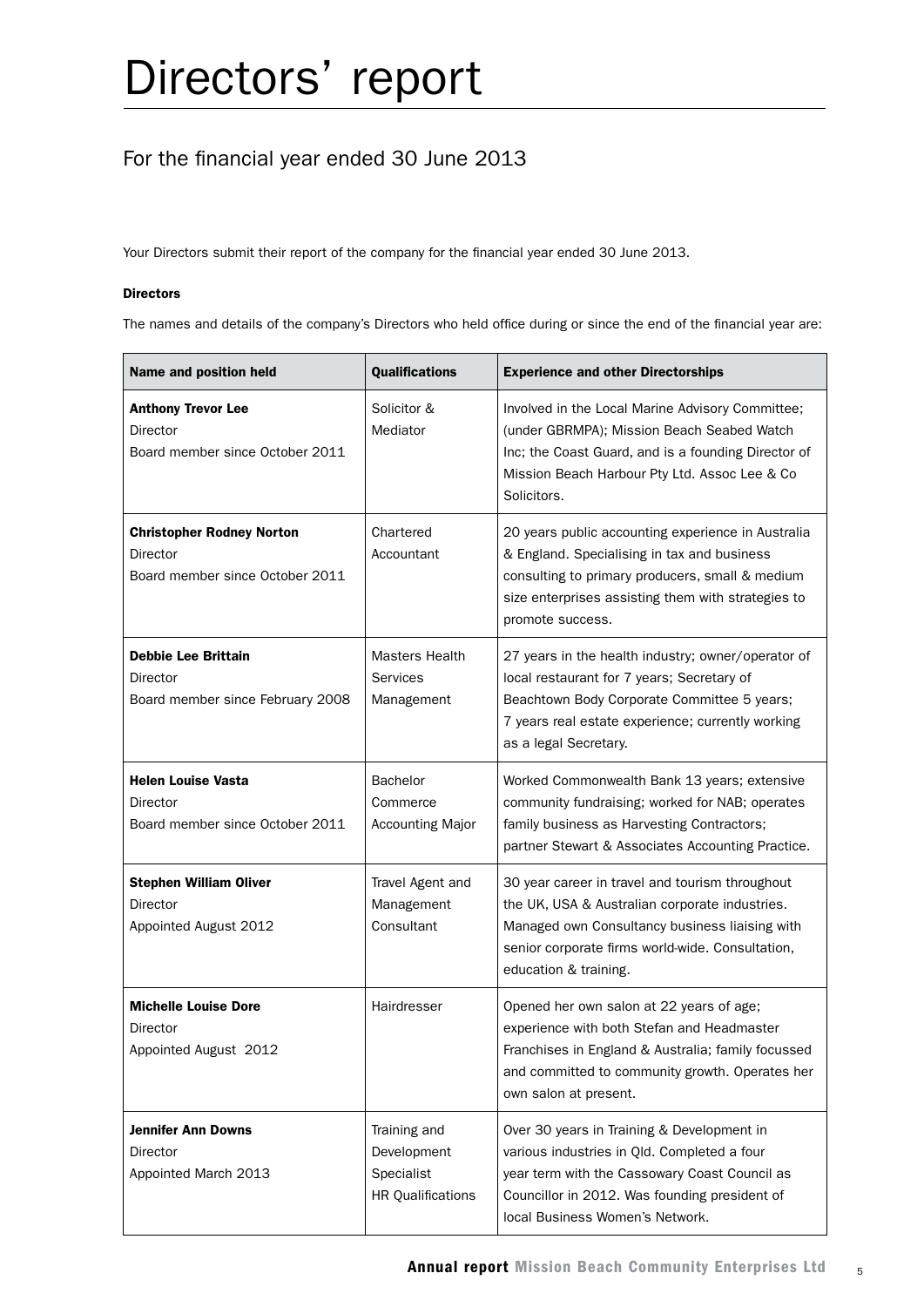# Directors' report

## For the financial year ended 30 June 2013

Your Directors submit their report of the company for the financial year ended 30 June 2013.

**Directors**

The names and details of the company's Directors who held office during or since the end of the financial year are:

| Name and position held | Qualifications | Experience and other Directorships |
|---|---|---|
| **Anthony Trevor Lee**<br>Director<br>Board member since October 2011 | Solicitor & Mediator | Involved in the Local Marine Advisory Committee; (under GBRMPA); Mission Beach Seabed Watch Inc; the Coast Guard, and is a founding Director of Mission Beach Harbour Pty Ltd. Assoc Lee & Co Solicitors. |
| **Christopher Rodney Norton**<br>Director<br>Board member since October 2011 | Chartered Accountant | 20 years public accounting experience in Australia & England. Specialising in tax and business consulting to primary producers, small & medium size enterprises assisting them with strategies to promote success. |
| **Debbie Lee Brittain**<br>Director<br>Board member since February 2008 | Masters Health Services Management | 27 years in the health industry; owner/operator of local restaurant for 7 years; Secretary of Beachtown Body Corporate Committee 5 years; 7 years real estate experience; currently working as a legal Secretary. |
| **Helen Louise Vasta**<br>Director<br>Board member since October 2011 | Bachelor Commerce Accounting Major | Worked Commonwealth Bank 13 years; extensive community fundraising; worked for NAB; operates family business as Harvesting Contractors; partner Stewart & Associates Accounting Practice. |
| **Stephen William Oliver**<br>Director<br>Appointed August 2012 | Travel Agent and Management Consultant | 30 year career in travel and tourism throughout the UK, USA & Australian corporate industries. Managed own Consultancy business liaising with senior corporate firms world-wide. Consultation, education & training. |
| **Michelle Louise Dore**<br>Director<br>Appointed August 2012 | Hairdresser | Opened her own salon at 22 years of age; experience with both Stefan and Headmaster Franchises in England & Australia; family focussed and committed to community growth. Operates her own salon at present. |
| **Jennifer Ann Downs**<br>Director<br>Appointed March 2013 | Training and Development Specialist<br>HR Qualifications | Over 30 years in Training & Development in various industries in Qld. Completed a four year term with the Cassowary Coast Council as Councillor in 2012. Was founding president of local Business Women's Network. |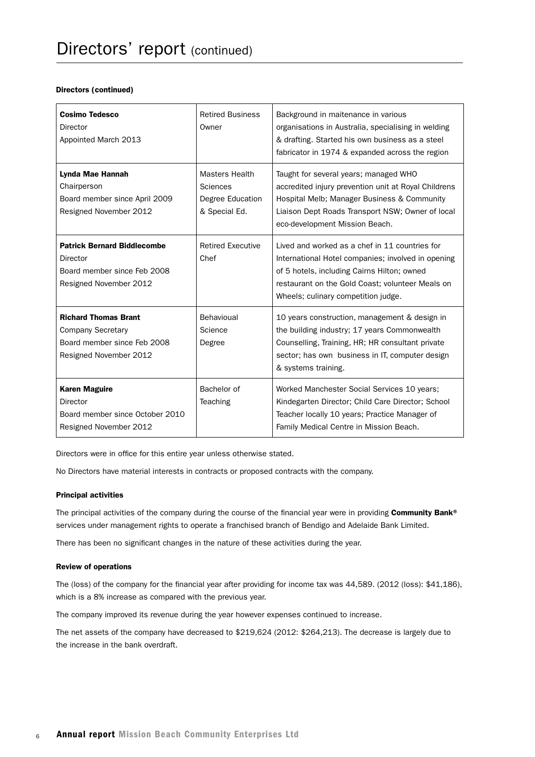# Directors' report (continued)

### Directors (continued)

| | | |
|---|---|---|
| **Cosimo Tedesco**<br>Director<br>Appointed March 2013 | Retired Business Owner | Background in maitenance in various organisations in Australia, specialising in welding & drafting. Started his own business as a steel fabricator in 1974 & expanded across the region |
| **Lynda Mae Hannah**<br>Chairperson<br>Board member since April 2009<br>Resigned November 2012 | Masters Health Sciences Degree Education & Special Ed. | Taught for several years; managed WHO accredited injury prevention unit at Royal Childrens Hospital Melb; Manager Business & Community Liaison Dept Roads Transport NSW; Owner of local eco-development Mission Beach. |
| **Patrick Bernard Biddlecombe**<br>Director<br>Board member since Feb 2008<br>Resigned November 2012 | Retired Executive Chef | Lived and worked as a chef in 11 countries for International Hotel companies; involved in opening of 5 hotels, including Cairns Hilton; owned restaurant on the Gold Coast; volunteer Meals on Wheels; culinary competition judge. |
| **Richard Thomas Brant**<br>Company Secretary<br>Board member since Feb 2008<br>Resigned November 2012 | Behavioual Science Degree | 10 years construction, management & design in the building industry; 17 years Commonwealth Counselling, Training, HR; HR consultant private sector; has own business in IT, computer design & systems training. |
| **Karen Maguire**<br>Director<br>Board member since October 2010<br>Resigned November 2012 | Bachelor of Teaching | Worked Manchester Social Services 10 years; Kindegarten Director; Child Care Director; School Teacher locally 10 years; Practice Manager of Family Medical Centre in Mission Beach. |

Directors were in office for this entire year unless otherwise stated.

No Directors have material interests in contracts or proposed contracts with the company.

### Principal activities

The principal activities of the company during the course of the financial year were in providing **Community Bank®** services under management rights to operate a franchised branch of Bendigo and Adelaide Bank Limited.

There has been no significant changes in the nature of these activities during the year.

### Review of operations

The (loss) of the company for the financial year after providing for income tax was 44,589. (2012 (loss): $41,186), which is a 8% increase as compared with the previous year.

The company improved its revenue during the year however expenses continued to increase.

The net assets of the company have decreased to $219,624 (2012: $264,213). The decrease is largely due to the increase in the bank overdraft.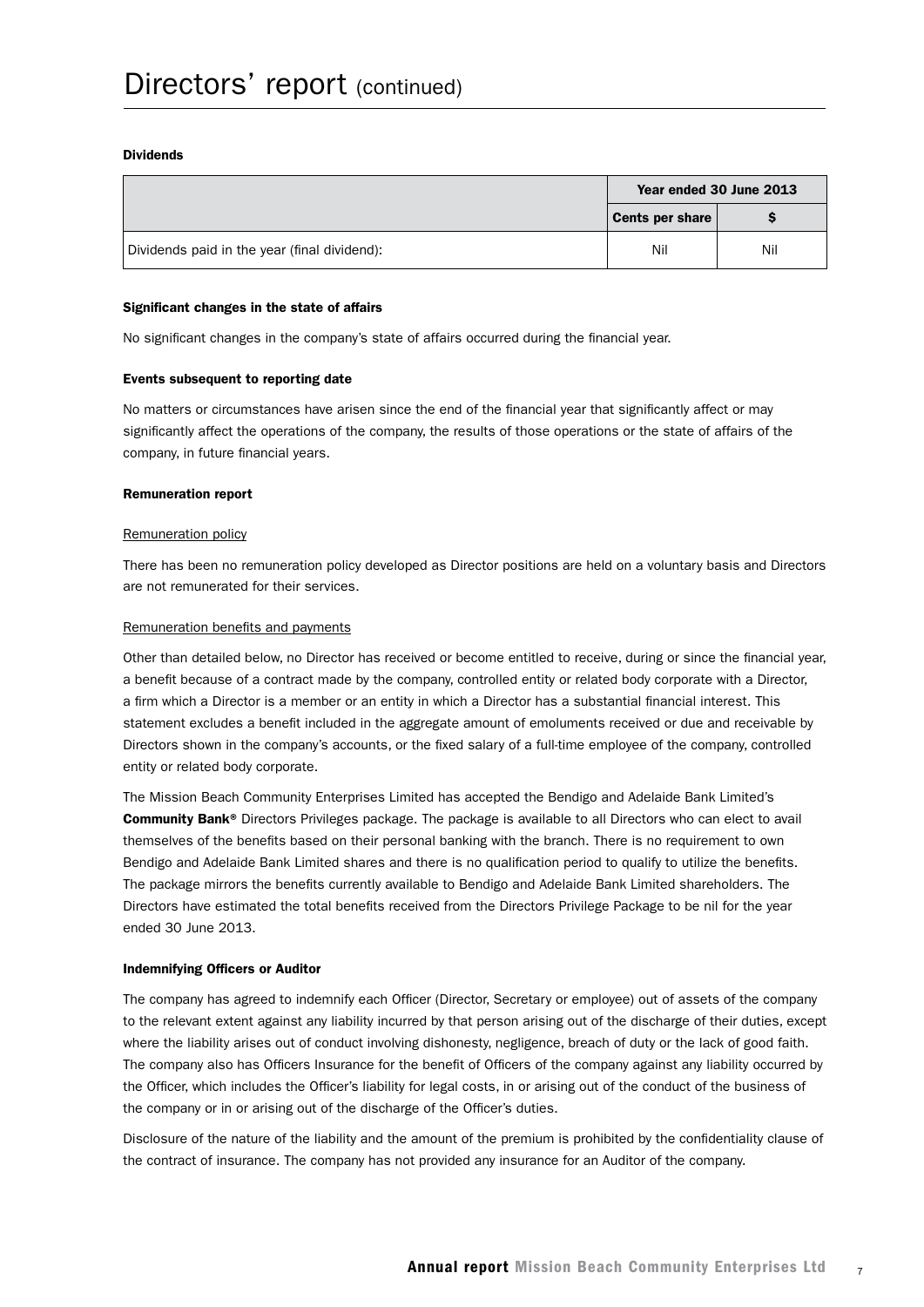# Directors' report (continued)

### Dividends

| | Year ended 30 June 2013 | |
|---|---|---|
| | Cents per share | $ |
| Dividends paid in the year (final dividend): | Nil | Nil |

### Significant changes in the state of affairs

No significant changes in the company's state of affairs occurred during the financial year.

### Events subsequent to reporting date

No matters or circumstances have arisen since the end of the financial year that significantly affect or may significantly affect the operations of the company, the results of those operations or the state of affairs of the company, in future financial years.

### Remuneration report

Remuneration policy

There has been no remuneration policy developed as Director positions are held on a voluntary basis and Directors are not remunerated for their services.

Remuneration benefits and payments

Other than detailed below, no Director has received or become entitled to receive, during or since the financial year, a benefit because of a contract made by the company, controlled entity or related body corporate with a Director, a firm which a Director is a member or an entity in which a Director has a substantial financial interest. This statement excludes a benefit included in the aggregate amount of emoluments received or due and receivable by Directors shown in the company's accounts, or the fixed salary of a full-time employee of the company, controlled entity or related body corporate.

The Mission Beach Community Enterprises Limited has accepted the Bendigo and Adelaide Bank Limited's **Community Bank®** Directors Privileges package. The package is available to all Directors who can elect to avail themselves of the benefits based on their personal banking with the branch. There is no requirement to own Bendigo and Adelaide Bank Limited shares and there is no qualification period to qualify to utilize the benefits. The package mirrors the benefits currently available to Bendigo and Adelaide Bank Limited shareholders. The Directors have estimated the total benefits received from the Directors Privilege Package to be nil for the year ended 30 June 2013.

### Indemnifying Officers or Auditor

The company has agreed to indemnify each Officer (Director, Secretary or employee) out of assets of the company to the relevant extent against any liability incurred by that person arising out of the discharge of their duties, except where the liability arises out of conduct involving dishonesty, negligence, breach of duty or the lack of good faith. The company also has Officers Insurance for the benefit of Officers of the company against any liability occurred by the Officer, which includes the Officer's liability for legal costs, in or arising out of the conduct of the business of the company or in or arising out of the discharge of the Officer's duties.

Disclosure of the nature of the liability and the amount of the premium is prohibited by the confidentiality clause of the contract of insurance. The company has not provided any insurance for an Auditor of the company.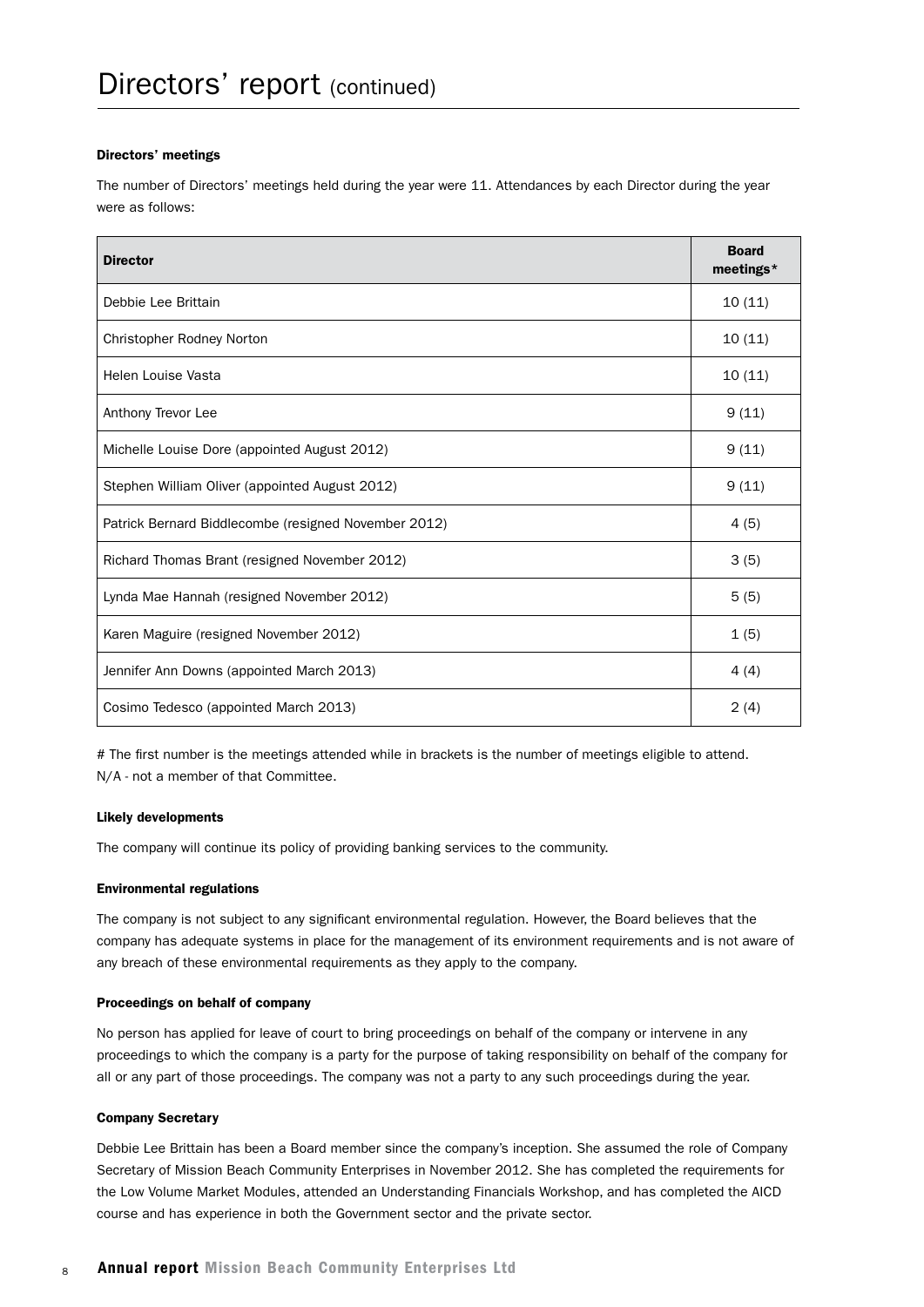# Directors' report (continued)

### Directors' meetings

The number of Directors' meetings held during the year were 11. Attendances by each Director during the year were as follows:

| Director | Board meetings* |
|---|---|
| Debbie Lee Brittain | 10 (11) |
| Christopher Rodney Norton | 10 (11) |
| Helen Louise Vasta | 10 (11) |
| Anthony Trevor Lee | 9 (11) |
| Michelle Louise Dore (appointed August 2012) | 9 (11) |
| Stephen William Oliver (appointed August 2012) | 9 (11) |
| Patrick Bernard Biddlecombe (resigned November 2012) | 4 (5) |
| Richard Thomas Brant (resigned November 2012) | 3 (5) |
| Lynda Mae Hannah (resigned November 2012) | 5 (5) |
| Karen Maguire (resigned November 2012) | 1 (5) |
| Jennifer Ann Downs (appointed March 2013) | 4 (4) |
| Cosimo Tedesco (appointed March 2013) | 2 (4) |

# The first number is the meetings attended while in brackets is the number of meetings eligible to attend.
N/A - not a member of that Committee.

### Likely developments

The company will continue its policy of providing banking services to the community.

### Environmental regulations

The company is not subject to any significant environmental regulation. However, the Board believes that the company has adequate systems in place for the management of its environment requirements and is not aware of any breach of these environmental requirements as they apply to the company.

### Proceedings on behalf of company

No person has applied for leave of court to bring proceedings on behalf of the company or intervene in any proceedings to which the company is a party for the purpose of taking responsibility on behalf of the company for all or any part of those proceedings. The company was not a party to any such proceedings during the year.

### Company Secretary

Debbie Lee Brittain has been a Board member since the company's inception. She assumed the role of Company Secretary of Mission Beach Community Enterprises in November 2012. She has completed the requirements for the Low Volume Market Modules, attended an Understanding Financials Workshop, and has completed the AICD course and has experience in both the Government sector and the private sector.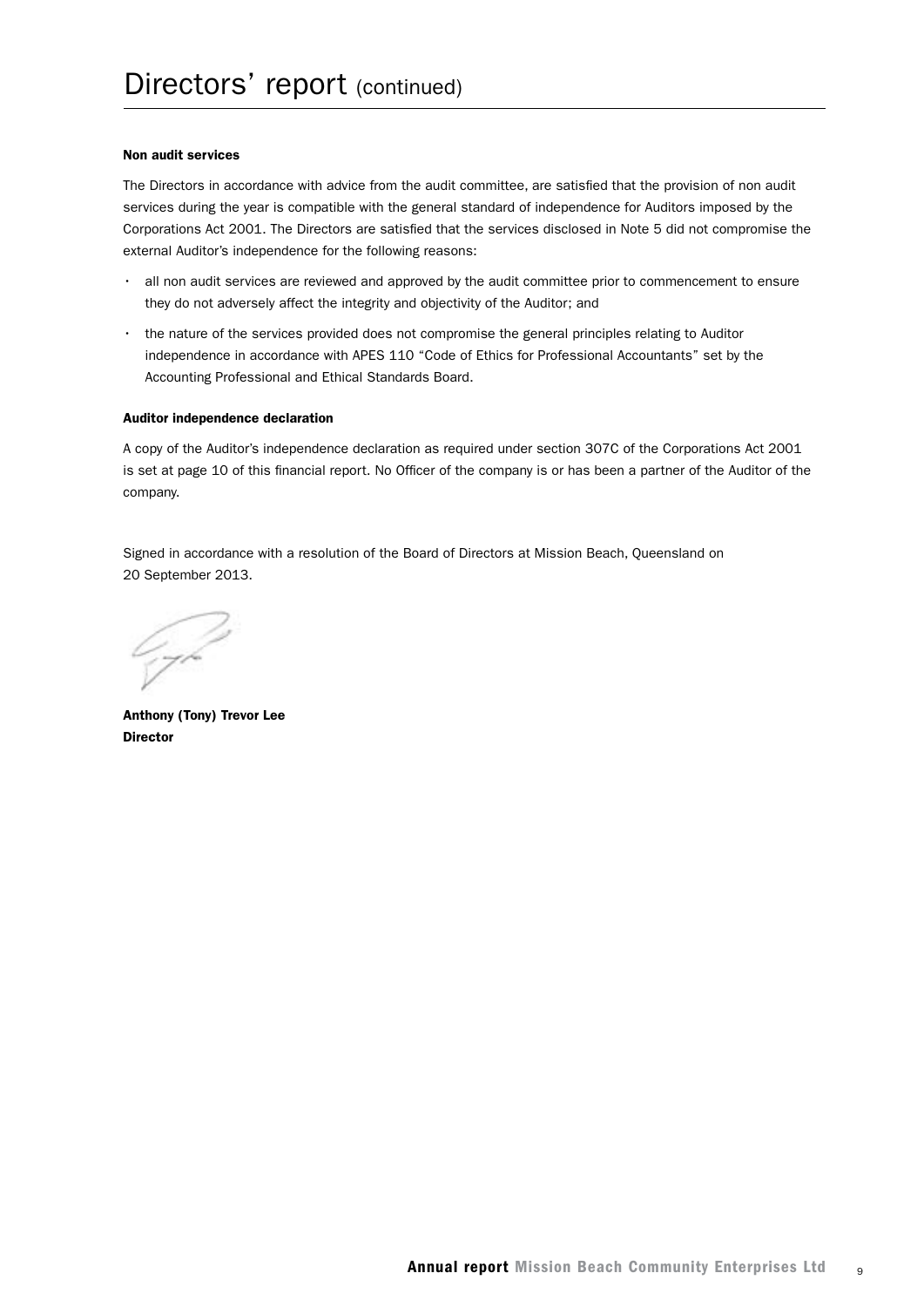# Directors' report (continued)

**Non audit services**

The Directors in accordance with advice from the audit committee, are satisfied that the provision of non audit services during the year is compatible with the general standard of independence for Auditors imposed by the Corporations Act 2001. The Directors are satisfied that the services disclosed in Note 5 did not compromise the external Auditor's independence for the following reasons:

- all non audit services are reviewed and approved by the audit committee prior to commencement to ensure they do not adversely affect the integrity and objectivity of the Auditor; and
- the nature of the services provided does not compromise the general principles relating to Auditor independence in accordance with APES 110 "Code of Ethics for Professional Accountants" set by the Accounting Professional and Ethical Standards Board.

**Auditor independence declaration**

A copy of the Auditor's independence declaration as required under section 307C of the Corporations Act 2001 is set at page 10 of this financial report. No Officer of the company is or has been a partner of the Auditor of the company.

Signed in accordance with a resolution of the Board of Directors at Mission Beach, Queensland on 20 September 2013.

**Anthony (Tony) Trevor Lee**
**Director**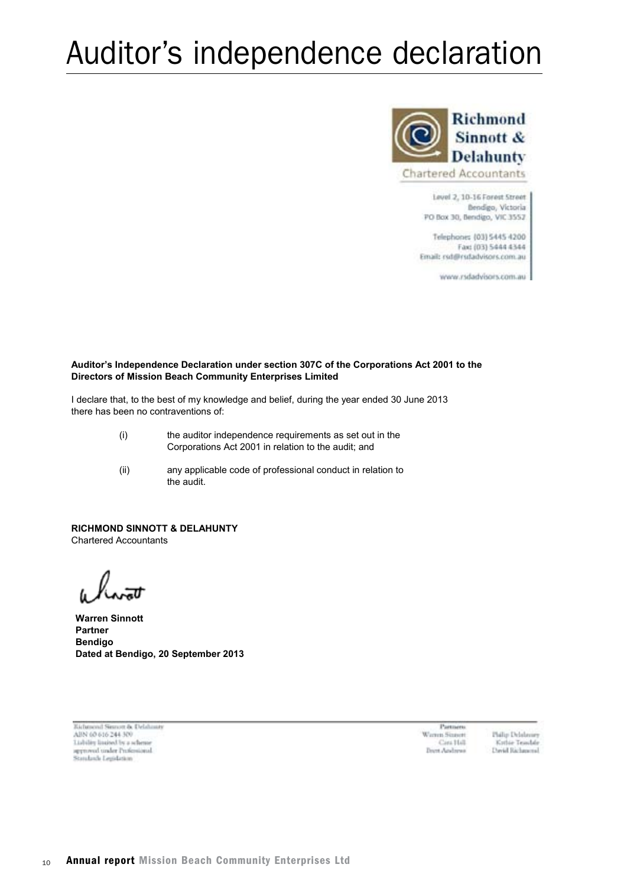# Auditor's independence declaration

**Richmond Sinnott & Delahunty**
Chartered Accountants

Level 2, 10-16 Forest Street
Bendigo, Victoria
PO Box 30, Bendigo, VIC 3552

Telephone: (03) 5445 4200
Fax: (03) 5444 4344
Email: rsd@rsdadvisors.com.au

www.rsdadvisors.com.au

**Auditor's Independence Declaration under section 307C of the Corporations Act 2001 to the Directors of Mission Beach Community Enterprises Limited**

I declare that, to the best of my knowledge and belief, during the year ended 30 June 2013 there has been no contraventions of:

(i) the auditor independence requirements as set out in the Corporations Act 2001 in relation to the audit; and

(ii) any applicable code of professional conduct in relation to the audit.

**RICHMOND SINNOTT & DELAHUNTY**
Chartered Accountants

**Warren Sinnott**
**Partner**
**Bendigo**
**Dated at Bendigo, 20 September 2013**

Richmond Sinnott & Delahunty
ABN 60 616 244 309
Liability limited by a scheme approved under Professional Standards Legislation

Partners:
Warren Sinnott
Cara Hall
Brett Andrews
Philip Delahunty
Kathie Teasdale
David Richmond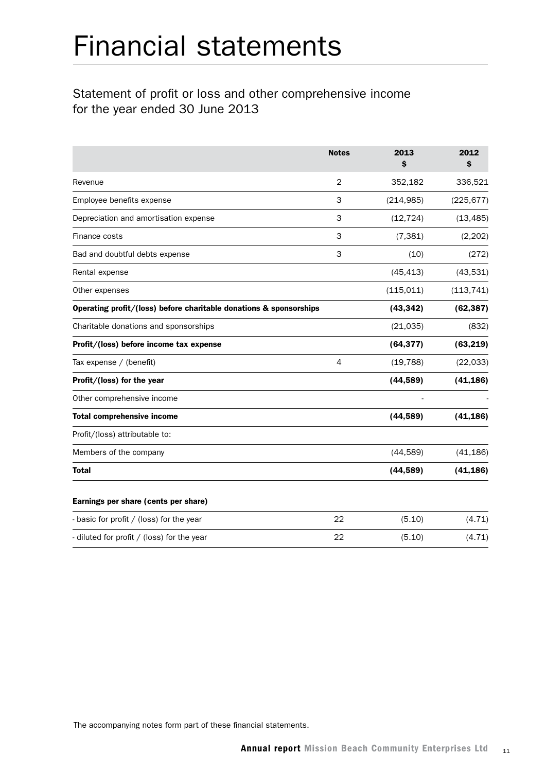# Financial statements

## Statement of profit or loss and other comprehensive income for the year ended 30 June 2013

| | Notes | 2013 $ | 2012 $ |
|---|---|---|---|
| Revenue | 2 | 352,182 | 336,521 |
| Employee benefits expense | 3 | (214,985) | (225,677) |
| Depreciation and amortisation expense | 3 | (12,724) | (13,485) |
| Finance costs | 3 | (7,381) | (2,202) |
| Bad and doubtful debts expense | 3 | (10) | (272) |
| Rental expense | | (45,413) | (43,531) |
| Other expenses | | (115,011) | (113,741) |
| **Operating profit/(loss) before charitable donations & sponsorships** | | **(43,342)** | **(62,387)** |
| Charitable donations and sponsorships | | (21,035) | (832) |
| **Profit/(loss) before income tax expense** | | **(64,377)** | **(63,219)** |
| Tax expense / (benefit) | 4 | (19,788) | (22,033) |
| **Profit/(loss) for the year** | | **(44,589)** | **(41,186)** |
| Other comprehensive income | | - | - |
| **Total comprehensive income** | | **(44,589)** | **(41,186)** |
| Profit/(loss) attributable to: | | | |
| Members of the company | | (44,589) | (41,186) |
| **Total** | | **(44,589)** | **(41,186)** |

**Earnings per share (cents per share)**

| | | | |
|---|---|---|---|
| - basic for profit / (loss) for the year | 22 | (5.10) | (4.71) |
| - diluted for profit / (loss) for the year | 22 | (5.10) | (4.71) |

The accompanying notes form part of these financial statements.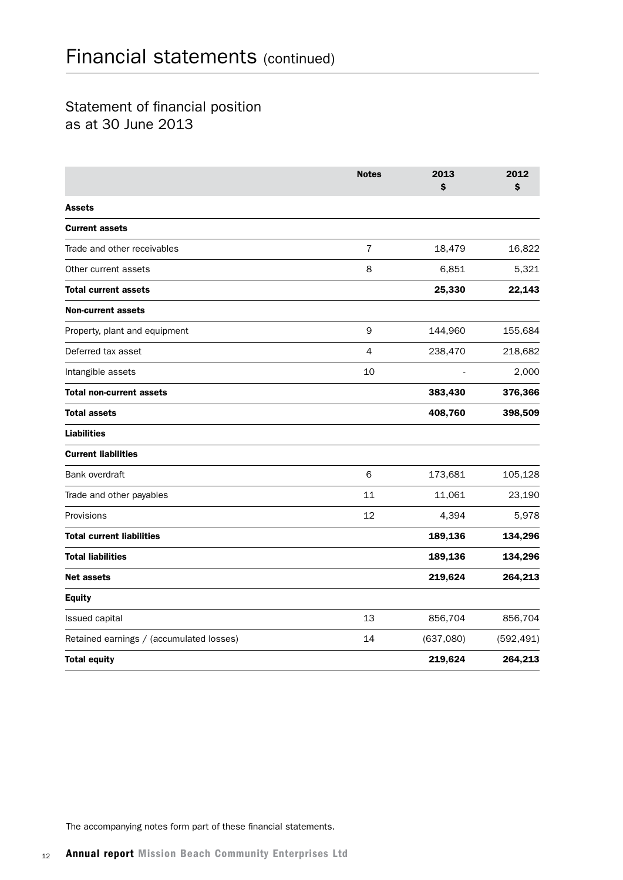# Financial statements (continued)

## Statement of financial position as at 30 June 2013

| | Notes | 2013 $ | 2012 $ |
|---|---|---|---|
| **Assets** | | | |
| **Current assets** | | | |
| Trade and other receivables | 7 | 18,479 | 16,822 |
| Other current assets | 8 | 6,851 | 5,321 |
| **Total current assets** | | **25,330** | **22,143** |
| **Non-current assets** | | | |
| Property, plant and equipment | 9 | 144,960 | 155,684 |
| Deferred tax asset | 4 | 238,470 | 218,682 |
| Intangible assets | 10 | - | 2,000 |
| **Total non-current assets** | | **383,430** | **376,366** |
| **Total assets** | | **408,760** | **398,509** |
| **Liabilities** | | | |
| **Current liabilities** | | | |
| Bank overdraft | 6 | 173,681 | 105,128 |
| Trade and other payables | 11 | 11,061 | 23,190 |
| Provisions | 12 | 4,394 | 5,978 |
| **Total current liabilities** | | **189,136** | **134,296** |
| **Total liabilities** | | **189,136** | **134,296** |
| **Net assets** | | **219,624** | **264,213** |
| **Equity** | | | |
| Issued capital | 13 | 856,704 | 856,704 |
| Retained earnings / (accumulated losses) | 14 | (637,080) | (592,491) |
| **Total equity** | | **219,624** | **264,213** |

The accompanying notes form part of these financial statements.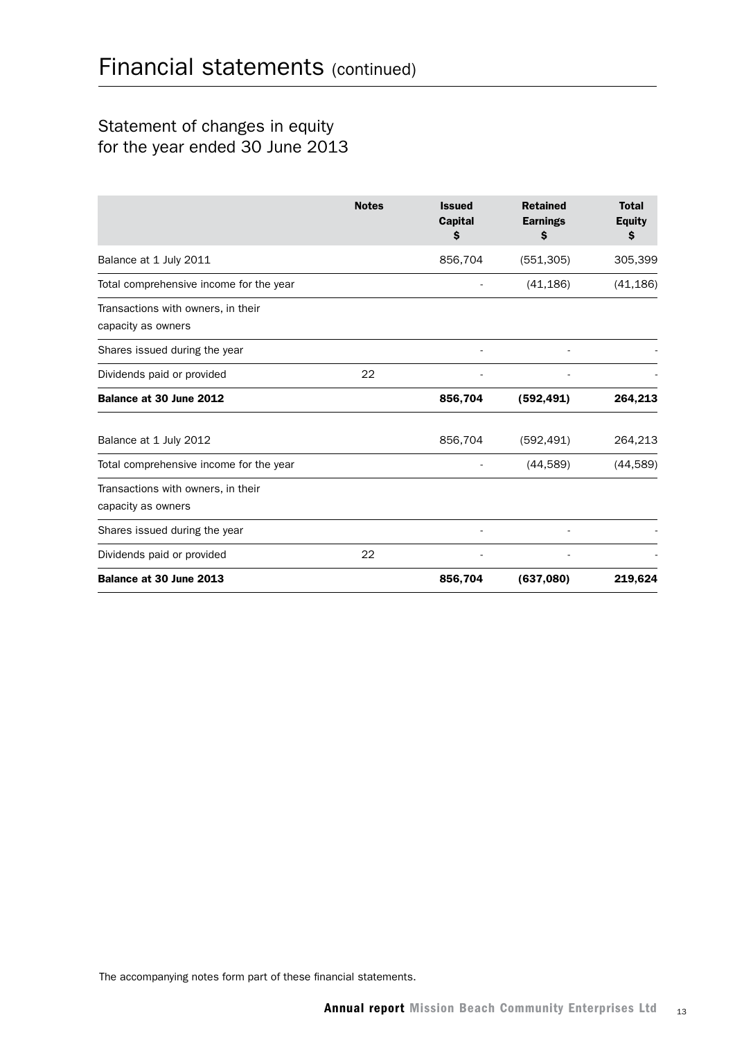# Financial statements (continued)

## Statement of changes in equity
## for the year ended 30 June 2013

| | Notes | Issued Capital $ | Retained Earnings $ | Total Equity $ |
|---|---|---|---|---|
| Balance at 1 July 2011 | | 856,704 | (551,305) | 305,399 |
| Total comprehensive income for the year | | - | (41,186) | (41,186) |
| Transactions with owners, in their capacity as owners | | | | |
| Shares issued during the year | | - | - | - |
| Dividends paid or provided | 22 | - | - | - |
| **Balance at 30 June 2012** | | **856,704** | **(592,491)** | **264,213** |
| Balance at 1 July 2012 | | 856,704 | (592,491) | 264,213 |
| Total comprehensive income for the year | | - | (44,589) | (44,589) |
| Transactions with owners, in their capacity as owners | | | | |
| Shares issued during the year | | - | - | - |
| Dividends paid or provided | 22 | - | - | - |
| **Balance at 30 June 2013** | | **856,704** | **(637,080)** | **219,624** |

The accompanying notes form part of these financial statements.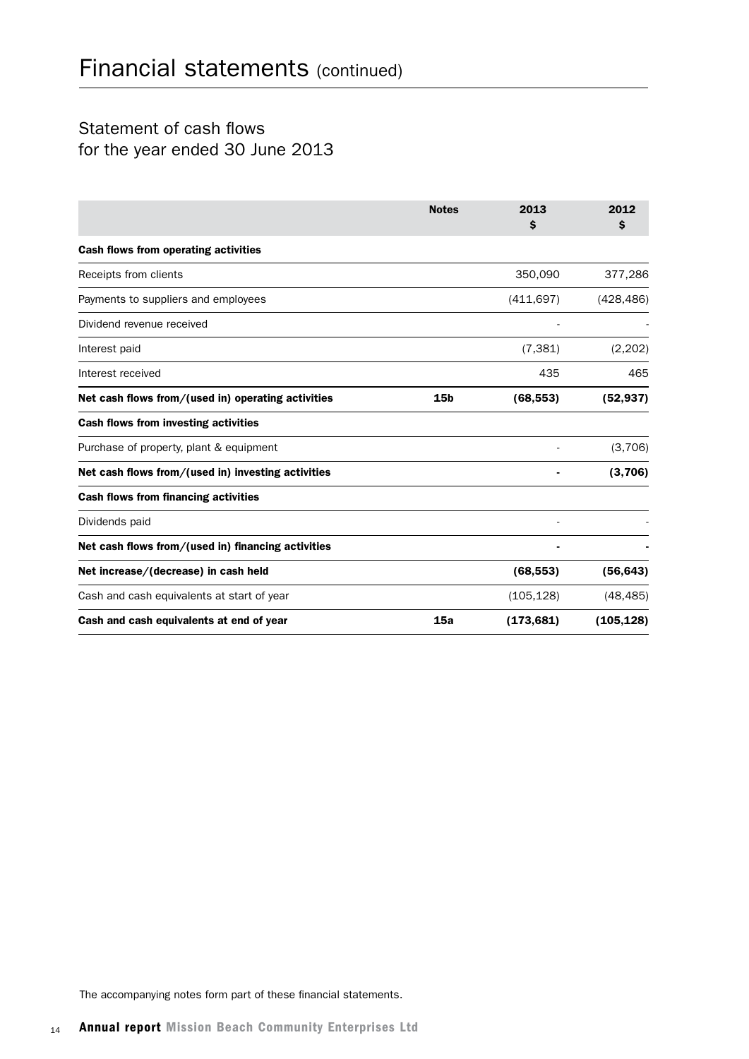# Financial statements (continued)

## Statement of cash flows for the year ended 30 June 2013

| | Notes | 2013 $ | 2012 $ |
|---|---|---|---|
| **Cash flows from operating activities** | | | |
| Receipts from clients | | 350,090 | 377,286 |
| Payments to suppliers and employees | | (411,697) | (428,486) |
| Dividend revenue received | | - | - |
| Interest paid | | (7,381) | (2,202) |
| Interest received | | 435 | 465 |
| **Net cash flows from/(used in) operating activities** | **15b** | **(68,553)** | **(52,937)** |
| **Cash flows from investing activities** | | | |
| Purchase of property, plant & equipment | | - | (3,706) |
| **Net cash flows from/(used in) investing activities** | | **-** | **(3,706)** |
| **Cash flows from financing activities** | | | |
| Dividends paid | | - | - |
| **Net cash flows from/(used in) financing activities** | | **-** | **-** |
| **Net increase/(decrease) in cash held** | | **(68,553)** | **(56,643)** |
| Cash and cash equivalents at start of year | | (105,128) | (48,485) |
| **Cash and cash equivalents at end of year** | **15a** | **(173,681)** | **(105,128)** |

The accompanying notes form part of these financial statements.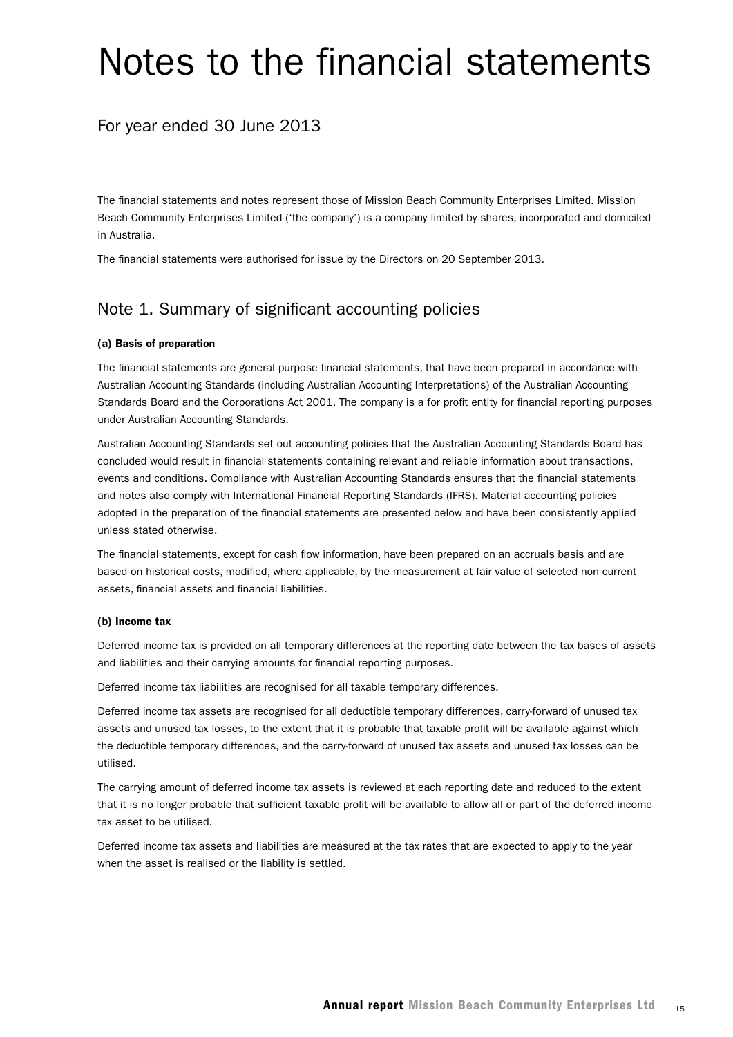# Notes to the financial statements

## For year ended 30 June 2013

The financial statements and notes represent those of Mission Beach Community Enterprises Limited. Mission Beach Community Enterprises Limited ('the company') is a company limited by shares, incorporated and domiciled in Australia.

The financial statements were authorised for issue by the Directors on 20 September 2013.

## Note 1. Summary of significant accounting policies

**(a) Basis of preparation**

The financial statements are general purpose financial statements, that have been prepared in accordance with Australian Accounting Standards (including Australian Accounting Interpretations) of the Australian Accounting Standards Board and the Corporations Act 2001. The company is a for profit entity for financial reporting purposes under Australian Accounting Standards.

Australian Accounting Standards set out accounting policies that the Australian Accounting Standards Board has concluded would result in financial statements containing relevant and reliable information about transactions, events and conditions. Compliance with Australian Accounting Standards ensures that the financial statements and notes also comply with International Financial Reporting Standards (IFRS). Material accounting policies adopted in the preparation of the financial statements are presented below and have been consistently applied unless stated otherwise.

The financial statements, except for cash flow information, have been prepared on an accruals basis and are based on historical costs, modified, where applicable, by the measurement at fair value of selected non current assets, financial assets and financial liabilities.

**(b) Income tax**

Deferred income tax is provided on all temporary differences at the reporting date between the tax bases of assets and liabilities and their carrying amounts for financial reporting purposes.

Deferred income tax liabilities are recognised for all taxable temporary differences.

Deferred income tax assets are recognised for all deductible temporary differences, carry-forward of unused tax assets and unused tax losses, to the extent that it is probable that taxable profit will be available against which the deductible temporary differences, and the carry-forward of unused tax assets and unused tax losses can be utilised.

The carrying amount of deferred income tax assets is reviewed at each reporting date and reduced to the extent that it is no longer probable that sufficient taxable profit will be available to allow all or part of the deferred income tax asset to be utilised.

Deferred income tax assets and liabilities are measured at the tax rates that are expected to apply to the year when the asset is realised or the liability is settled.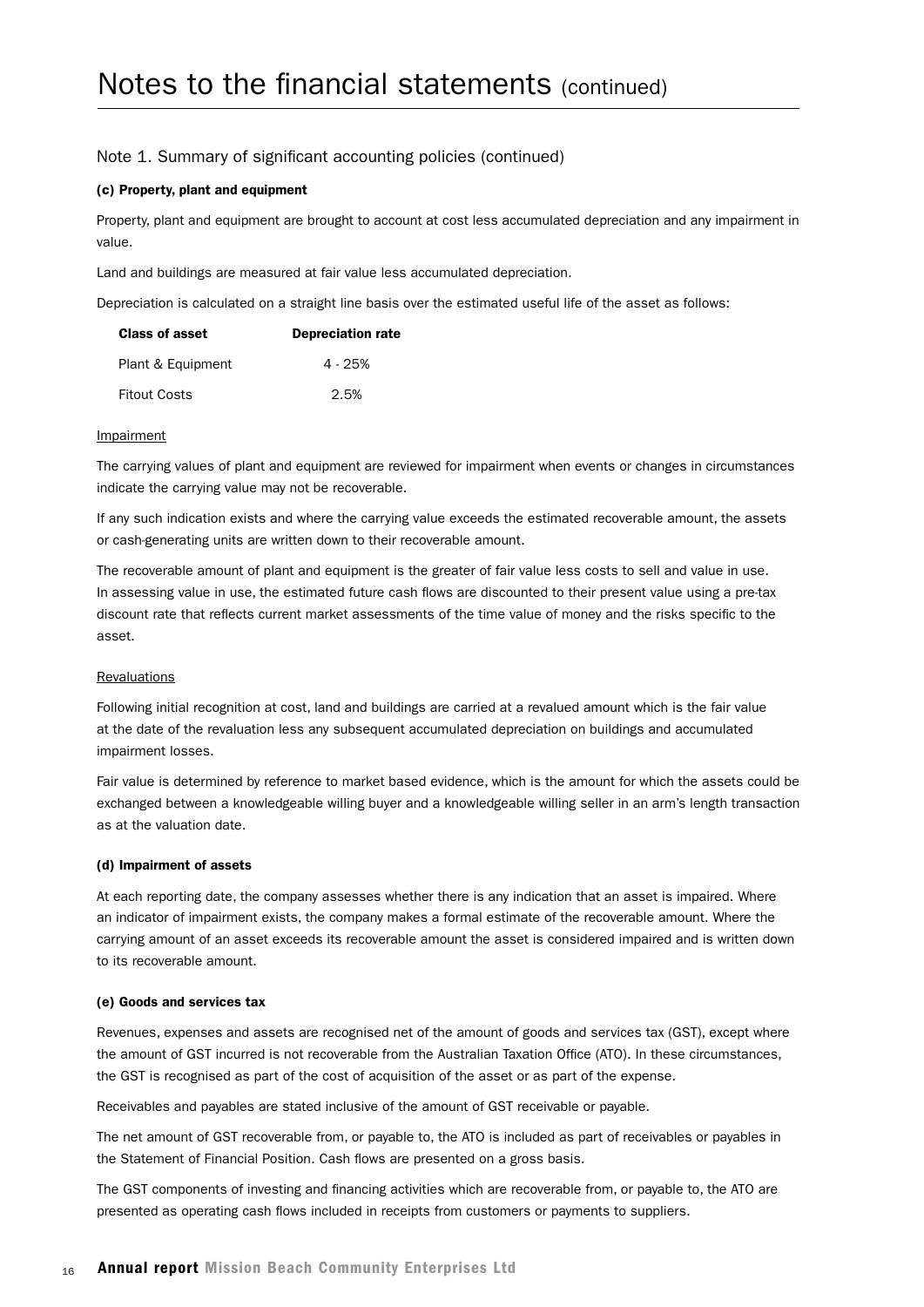# Notes to the financial statements (continued)

## Note 1. Summary of significant accounting policies (continued)

### (c) Property, plant and equipment

Property, plant and equipment are brought to account at cost less accumulated depreciation and any impairment in value.

Land and buildings are measured at fair value less accumulated depreciation.

Depreciation is calculated on a straight line basis over the estimated useful life of the asset as follows:

| Class of asset | Depreciation rate |
| --- | --- |
| Plant & Equipment | 4 - 25% |
| Fitout Costs | 2.5% |

Impairment

The carrying values of plant and equipment are reviewed for impairment when events or changes in circumstances indicate the carrying value may not be recoverable.

If any such indication exists and where the carrying value exceeds the estimated recoverable amount, the assets or cash-generating units are written down to their recoverable amount.

The recoverable amount of plant and equipment is the greater of fair value less costs to sell and value in use. In assessing value in use, the estimated future cash flows are discounted to their present value using a pre-tax discount rate that reflects current market assessments of the time value of money and the risks specific to the asset.

Revaluations

Following initial recognition at cost, land and buildings are carried at a revalued amount which is the fair value at the date of the revaluation less any subsequent accumulated depreciation on buildings and accumulated impairment losses.

Fair value is determined by reference to market based evidence, which is the amount for which the assets could be exchanged between a knowledgeable willing buyer and a knowledgeable willing seller in an arm's length transaction as at the valuation date.

### (d) Impairment of assets

At each reporting date, the company assesses whether there is any indication that an asset is impaired. Where an indicator of impairment exists, the company makes a formal estimate of the recoverable amount. Where the carrying amount of an asset exceeds its recoverable amount the asset is considered impaired and is written down to its recoverable amount.

### (e) Goods and services tax

Revenues, expenses and assets are recognised net of the amount of goods and services tax (GST), except where the amount of GST incurred is not recoverable from the Australian Taxation Office (ATO). In these circumstances, the GST is recognised as part of the cost of acquisition of the asset or as part of the expense.

Receivables and payables are stated inclusive of the amount of GST receivable or payable.

The net amount of GST recoverable from, or payable to, the ATO is included as part of receivables or payables in the Statement of Financial Position. Cash flows are presented on a gross basis.

The GST components of investing and financing activities which are recoverable from, or payable to, the ATO are presented as operating cash flows included in receipts from customers or payments to suppliers.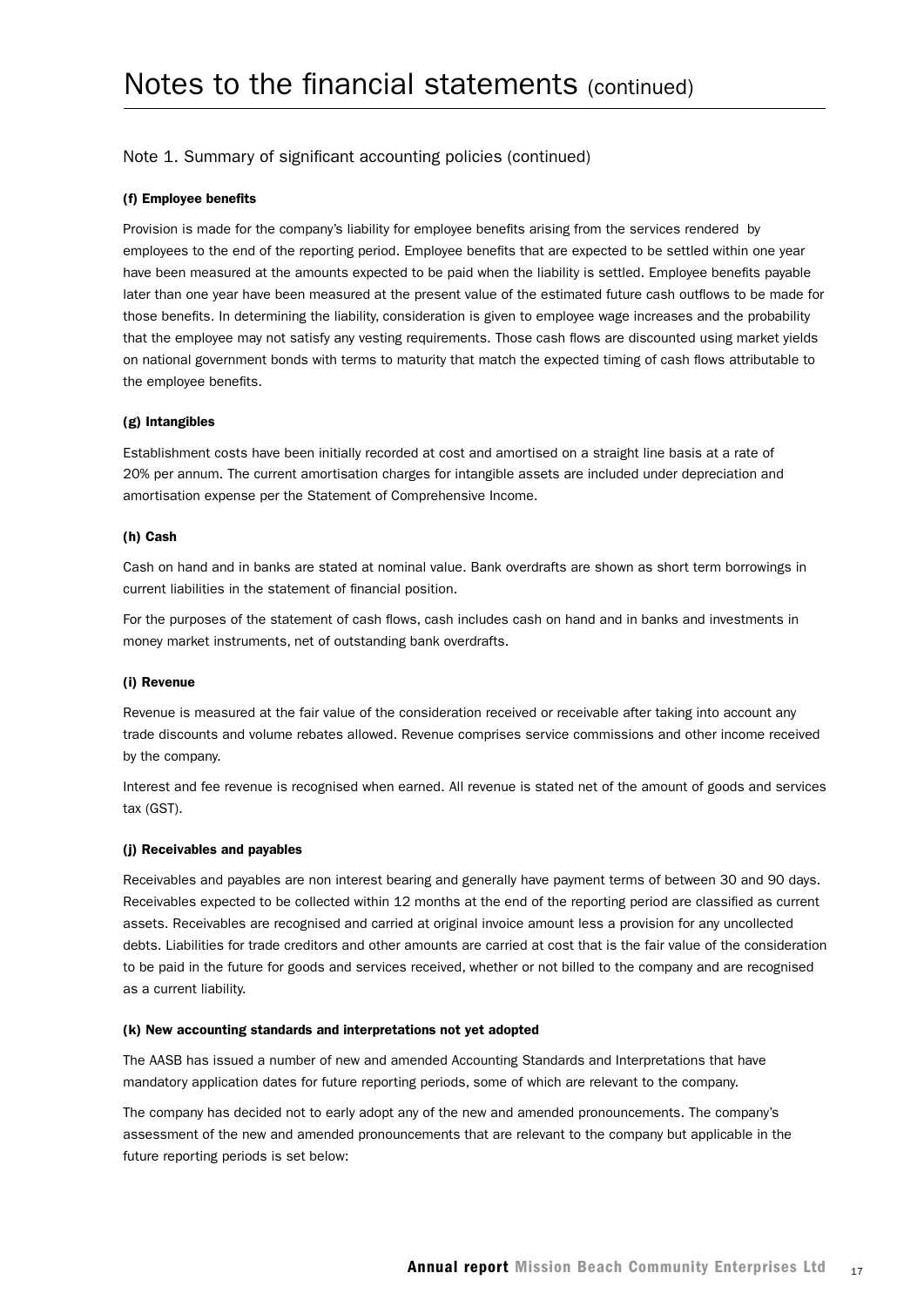# Notes to the financial statements (continued)

## Note 1. Summary of significant accounting policies (continued)

### (f) Employee benefits

Provision is made for the company's liability for employee benefits arising from the services rendered by employees to the end of the reporting period. Employee benefits that are expected to be settled within one year have been measured at the amounts expected to be paid when the liability is settled. Employee benefits payable later than one year have been measured at the present value of the estimated future cash outflows to be made for those benefits. In determining the liability, consideration is given to employee wage increases and the probability that the employee may not satisfy any vesting requirements. Those cash flows are discounted using market yields on national government bonds with terms to maturity that match the expected timing of cash flows attributable to the employee benefits.

### (g) Intangibles

Establishment costs have been initially recorded at cost and amortised on a straight line basis at a rate of 20% per annum. The current amortisation charges for intangible assets are included under depreciation and amortisation expense per the Statement of Comprehensive Income.

### (h) Cash

Cash on hand and in banks are stated at nominal value. Bank overdrafts are shown as short term borrowings in current liabilities in the statement of financial position.

For the purposes of the statement of cash flows, cash includes cash on hand and in banks and investments in money market instruments, net of outstanding bank overdrafts.

### (i) Revenue

Revenue is measured at the fair value of the consideration received or receivable after taking into account any trade discounts and volume rebates allowed. Revenue comprises service commissions and other income received by the company.

Interest and fee revenue is recognised when earned. All revenue is stated net of the amount of goods and services tax (GST).

### (j) Receivables and payables

Receivables and payables are non interest bearing and generally have payment terms of between 30 and 90 days. Receivables expected to be collected within 12 months at the end of the reporting period are classified as current assets. Receivables are recognised and carried at original invoice amount less a provision for any uncollected debts. Liabilities for trade creditors and other amounts are carried at cost that is the fair value of the consideration to be paid in the future for goods and services received, whether or not billed to the company and are recognised as a current liability.

### (k) New accounting standards and interpretations not yet adopted

The AASB has issued a number of new and amended Accounting Standards and Interpretations that have mandatory application dates for future reporting periods, some of which are relevant to the company.

The company has decided not to early adopt any of the new and amended pronouncements. The company's assessment of the new and amended pronouncements that are relevant to the company but applicable in the future reporting periods is set below: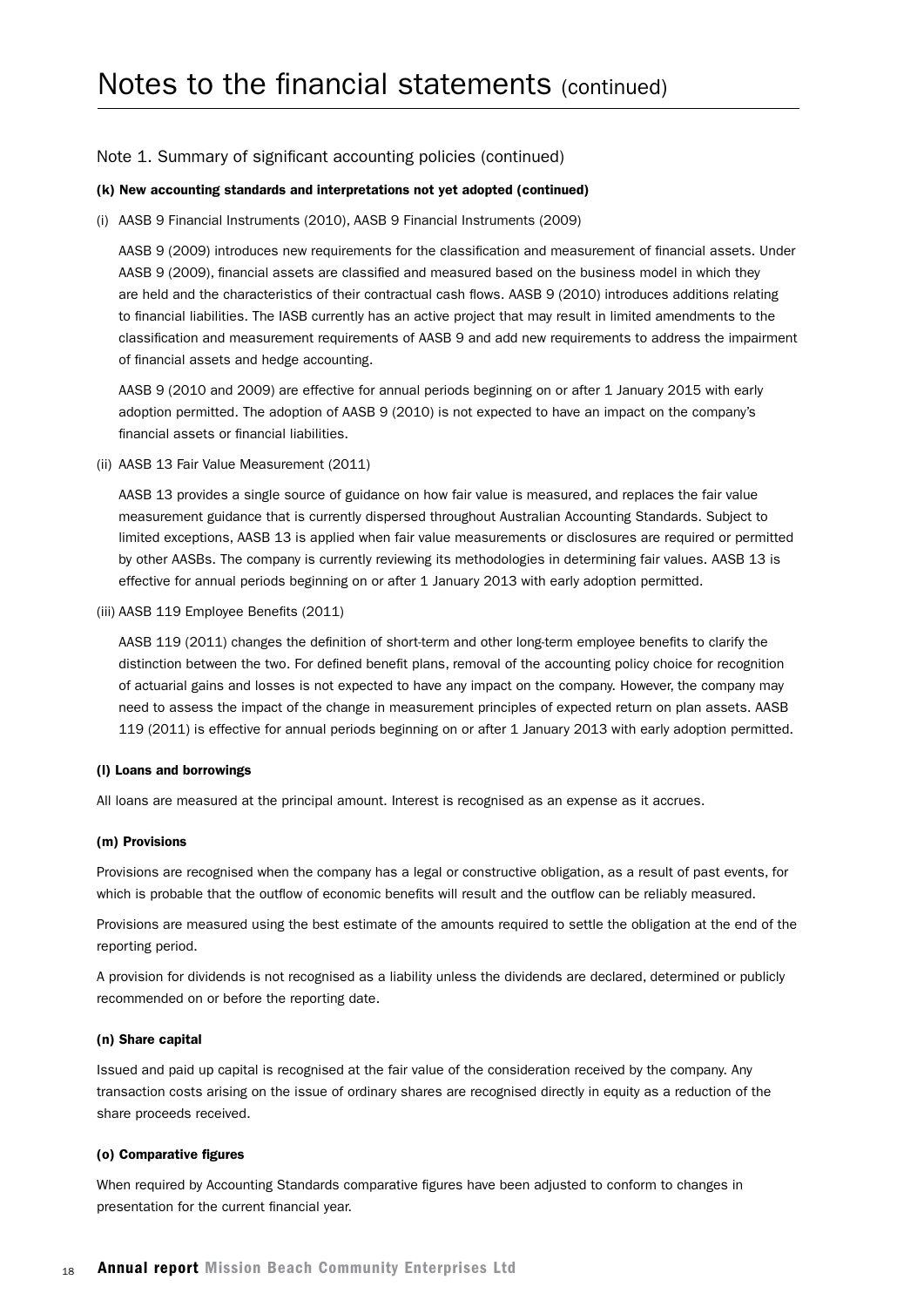# Notes to the financial statements (continued)

## Note 1. Summary of significant accounting policies (continued)

### (k) New accounting standards and interpretations not yet adopted (continued)

(i) AASB 9 Financial Instruments (2010), AASB 9 Financial Instruments (2009)

AASB 9 (2009) introduces new requirements for the classification and measurement of financial assets. Under AASB 9 (2009), financial assets are classified and measured based on the business model in which they are held and the characteristics of their contractual cash flows. AASB 9 (2010) introduces additions relating to financial liabilities. The IASB currently has an active project that may result in limited amendments to the classification and measurement requirements of AASB 9 and add new requirements to address the impairment of financial assets and hedge accounting.

AASB 9 (2010 and 2009) are effective for annual periods beginning on or after 1 January 2015 with early adoption permitted. The adoption of AASB 9 (2010) is not expected to have an impact on the company's financial assets or financial liabilities.

(ii) AASB 13 Fair Value Measurement (2011)

AASB 13 provides a single source of guidance on how fair value is measured, and replaces the fair value measurement guidance that is currently dispersed throughout Australian Accounting Standards. Subject to limited exceptions, AASB 13 is applied when fair value measurements or disclosures are required or permitted by other AASBs. The company is currently reviewing its methodologies in determining fair values. AASB 13 is effective for annual periods beginning on or after 1 January 2013 with early adoption permitted.

(iii) AASB 119 Employee Benefits (2011)

AASB 119 (2011) changes the definition of short-term and other long-term employee benefits to clarify the distinction between the two. For defined benefit plans, removal of the accounting policy choice for recognition of actuarial gains and losses is not expected to have any impact on the company. However, the company may need to assess the impact of the change in measurement principles of expected return on plan assets. AASB 119 (2011) is effective for annual periods beginning on or after 1 January 2013 with early adoption permitted.

### (l) Loans and borrowings

All loans are measured at the principal amount. Interest is recognised as an expense as it accrues.

### (m) Provisions

Provisions are recognised when the company has a legal or constructive obligation, as a result of past events, for which is probable that the outflow of economic benefits will result and the outflow can be reliably measured.

Provisions are measured using the best estimate of the amounts required to settle the obligation at the end of the reporting period.

A provision for dividends is not recognised as a liability unless the dividends are declared, determined or publicly recommended on or before the reporting date.

### (n) Share capital

Issued and paid up capital is recognised at the fair value of the consideration received by the company. Any transaction costs arising on the issue of ordinary shares are recognised directly in equity as a reduction of the share proceeds received.

### (o) Comparative figures

When required by Accounting Standards comparative figures have been adjusted to conform to changes in presentation for the current financial year.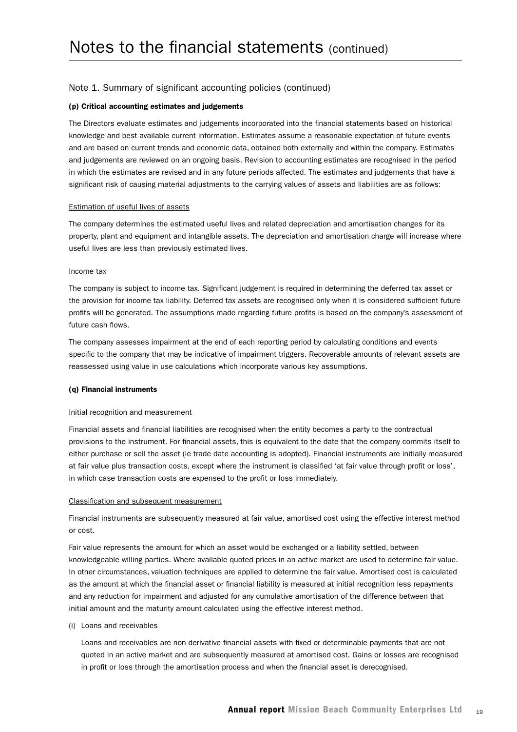# Notes to the financial statements (continued)

## Note 1. Summary of significant accounting policies (continued)

### (p) Critical accounting estimates and judgements

The Directors evaluate estimates and judgements incorporated into the financial statements based on historical knowledge and best available current information. Estimates assume a reasonable expectation of future events and are based on current trends and economic data, obtained both externally and within the company. Estimates and judgements are reviewed on an ongoing basis. Revision to accounting estimates are recognised in the period in which the estimates are revised and in any future periods affected. The estimates and judgements that have a significant risk of causing material adjustments to the carrying values of assets and liabilities are as follows:

Estimation of useful lives of assets

The company determines the estimated useful lives and related depreciation and amortisation changes for its property, plant and equipment and intangible assets. The depreciation and amortisation charge will increase where useful lives are less than previously estimated lives.

Income tax

The company is subject to income tax. Significant judgement is required in determining the deferred tax asset or the provision for income tax liability. Deferred tax assets are recognised only when it is considered sufficient future profits will be generated. The assumptions made regarding future profits is based on the company's assessment of future cash flows.

The company assesses impairment at the end of each reporting period by calculating conditions and events specific to the company that may be indicative of impairment triggers. Recoverable amounts of relevant assets are reassessed using value in use calculations which incorporate various key assumptions.

### (q) Financial instruments

Initial recognition and measurement

Financial assets and financial liabilities are recognised when the entity becomes a party to the contractual provisions to the instrument. For financial assets, this is equivalent to the date that the company commits itself to either purchase or sell the asset (ie trade date accounting is adopted). Financial instruments are initially measured at fair value plus transaction costs, except where the instrument is classified 'at fair value through profit or loss', in which case transaction costs are expensed to the profit or loss immediately.

Classification and subsequent measurement

Financial instruments are subsequently measured at fair value, amortised cost using the effective interest method or cost.

Fair value represents the amount for which an asset would be exchanged or a liability settled, between knowledgeable willing parties. Where available quoted prices in an active market are used to determine fair value. In other circumstances, valuation techniques are applied to determine the fair value. Amortised cost is calculated as the amount at which the financial asset or financial liability is measured at initial recognition less repayments and any reduction for impairment and adjusted for any cumulative amortisation of the difference between that initial amount and the maturity amount calculated using the effective interest method.

(i) Loans and receivables

Loans and receivables are non derivative financial assets with fixed or determinable payments that are not quoted in an active market and are subsequently measured at amortised cost. Gains or losses are recognised in profit or loss through the amortisation process and when the financial asset is derecognised.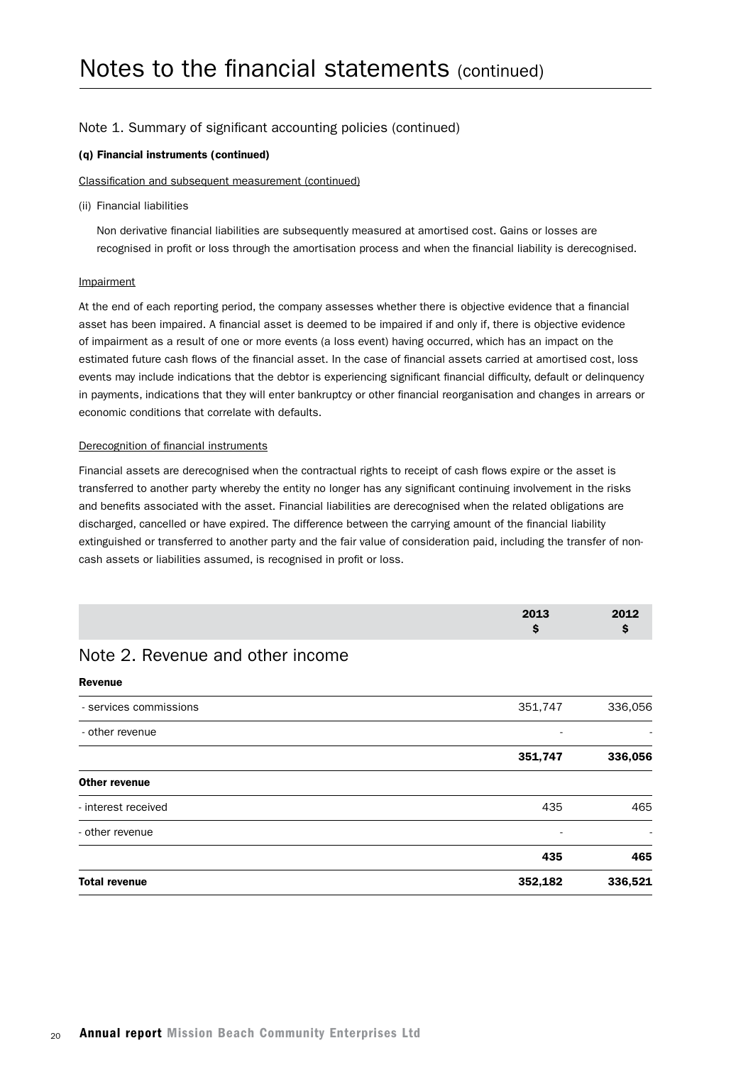# Notes to the financial statements (continued)

## Note 1. Summary of significant accounting policies (continued)

**(q) Financial instruments (continued)**

Classification and subsequent measurement (continued)

(ii) Financial liabilities

Non derivative financial liabilities are subsequently measured at amortised cost. Gains or losses are recognised in profit or loss through the amortisation process and when the financial liability is derecognised.

Impairment

At the end of each reporting period, the company assesses whether there is objective evidence that a financial asset has been impaired. A financial asset is deemed to be impaired if and only if, there is objective evidence of impairment as a result of one or more events (a loss event) having occurred, which has an impact on the estimated future cash flows of the financial asset. In the case of financial assets carried at amortised cost, loss events may include indications that the debtor is experiencing significant financial difficulty, default or delinquency in payments, indications that they will enter bankruptcy or other financial reorganisation and changes in arrears or economic conditions that correlate with defaults.

Derecognition of financial instruments

Financial assets are derecognised when the contractual rights to receipt of cash flows expire or the asset is transferred to another party whereby the entity no longer has any significant continuing involvement in the risks and benefits associated with the asset. Financial liabilities are derecognised when the related obligations are discharged, cancelled or have expired. The difference between the carrying amount of the financial liability extinguished or transferred to another party and the fair value of consideration paid, including the transfer of non-cash assets or liabilities assumed, is recognised in profit or loss.

## Note 2. Revenue and other income

| | 2013 $ | 2012 $ |
|---|---|---|
| **Revenue** | | |
| - services commissions | 351,747 | 336,056 |
| - other revenue | - | - |
| | **351,747** | **336,056** |
| **Other revenue** | | |
| - interest received | 435 | 465 |
| - other revenue | - | - |
| | **435** | **465** |
| **Total revenue** | **352,182** | **336,521** |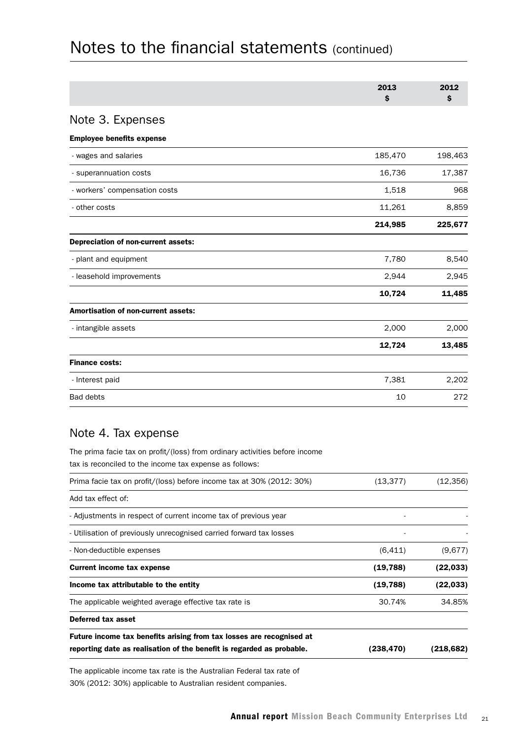# Notes to the financial statements (continued)

| | 2013 $ | 2012 $ |
|---|---|---|

## Note 3. Expenses

| | 2013 $ | 2012 $ |
|---|---|---|
| **Employee benefits expense** | | |
| - wages and salaries | 185,470 | 198,463 |
| - superannuation costs | 16,736 | 17,387 |
| - workers' compensation costs | 1,518 | 968 |
| - other costs | 11,261 | 8,859 |
| | **214,985** | **225,677** |
| **Depreciation of non-current assets:** | | |
| - plant and equipment | 7,780 | 8,540 |
| - leasehold improvements | 2,944 | 2,945 |
| | **10,724** | **11,485** |
| **Amortisation of non-current assets:** | | |
| - intangible assets | 2,000 | 2,000 |
| | **12,724** | **13,485** |
| **Finance costs:** | | |
| - Interest paid | 7,381 | 2,202 |
| Bad debts | 10 | 272 |

## Note 4. Tax expense

The prima facie tax on profit/(loss) from ordinary activities before income tax is reconciled to the income tax expense as follows:

| | 2013 $ | 2012 $ |
|---|---|---|
| Prima facie tax on profit/(loss) before income tax at 30% (2012: 30%) | (13,377) | (12,356) |
| Add tax effect of: | | |
| - Adjustments in respect of current income tax of previous year | - | - |
| - Utilisation of previously unrecognised carried forward tax losses | - | - |
| - Non-deductible expenses | (6,411) | (9,677) |
| **Current income tax expense** | **(19,788)** | **(22,033)** |
| **Income tax attributable to the entity** | **(19,788)** | **(22,033)** |
| The applicable weighted average effective tax rate is | 30.74% | 34.85% |
| **Deferred tax asset** | | |
| **Future income tax benefits arising from tax losses are recognised at reporting date as realisation of the benefit is regarded as probable.** | **(238,470)** | **(218,682)** |

The applicable income tax rate is the Australian Federal tax rate of 30% (2012: 30%) applicable to Australian resident companies.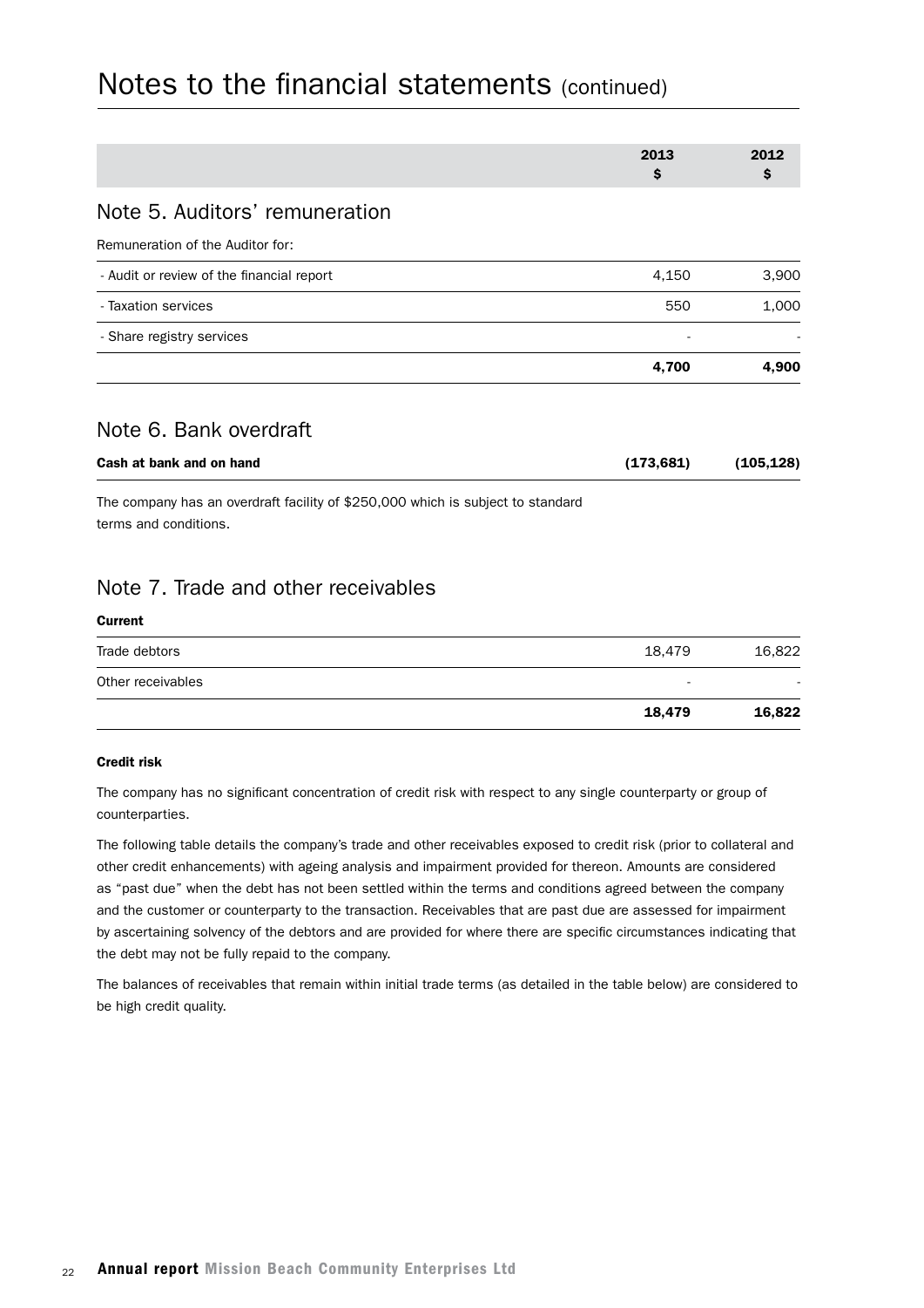# Notes to the financial statements (continued)

| | 2013<br>$ | 2012<br>$ |
|---|---|---|

## Note 5. Auditors' remuneration

Remuneration of the Auditor for:

| | 2013<br>$ | 2012<br>$ |
|---|---|---|
| - Audit or review of the financial report | 4,150 | 3,900 |
| - Taxation services | 550 | 1,000 |
| - Share registry services | - | - |
| | **4,700** | **4,900** |

## Note 6. Bank overdraft

| | 2013<br>$ | 2012<br>$ |
|---|---|---|
| **Cash at bank and on hand** | **(173,681)** | **(105,128)** |

The company has an overdraft facility of $250,000 which is subject to standard terms and conditions.

## Note 7. Trade and other receivables

**Current**

| | 2013<br>$ | 2012<br>$ |
|---|---|---|
| Trade debtors | 18,479 | 16,822 |
| Other receivables | - | - |
| | **18,479** | **16,822** |

**Credit risk**

The company has no significant concentration of credit risk with respect to any single counterparty or group of counterparties.

The following table details the company's trade and other receivables exposed to credit risk (prior to collateral and other credit enhancements) with ageing analysis and impairment provided for thereon. Amounts are considered as "past due" when the debt has not been settled within the terms and conditions agreed between the company and the customer or counterparty to the transaction. Receivables that are past due are assessed for impairment by ascertaining solvency of the debtors and are provided for where there are specific circumstances indicating that the debt may not be fully repaid to the company.

The balances of receivables that remain within initial trade terms (as detailed in the table below) are considered to be high credit quality.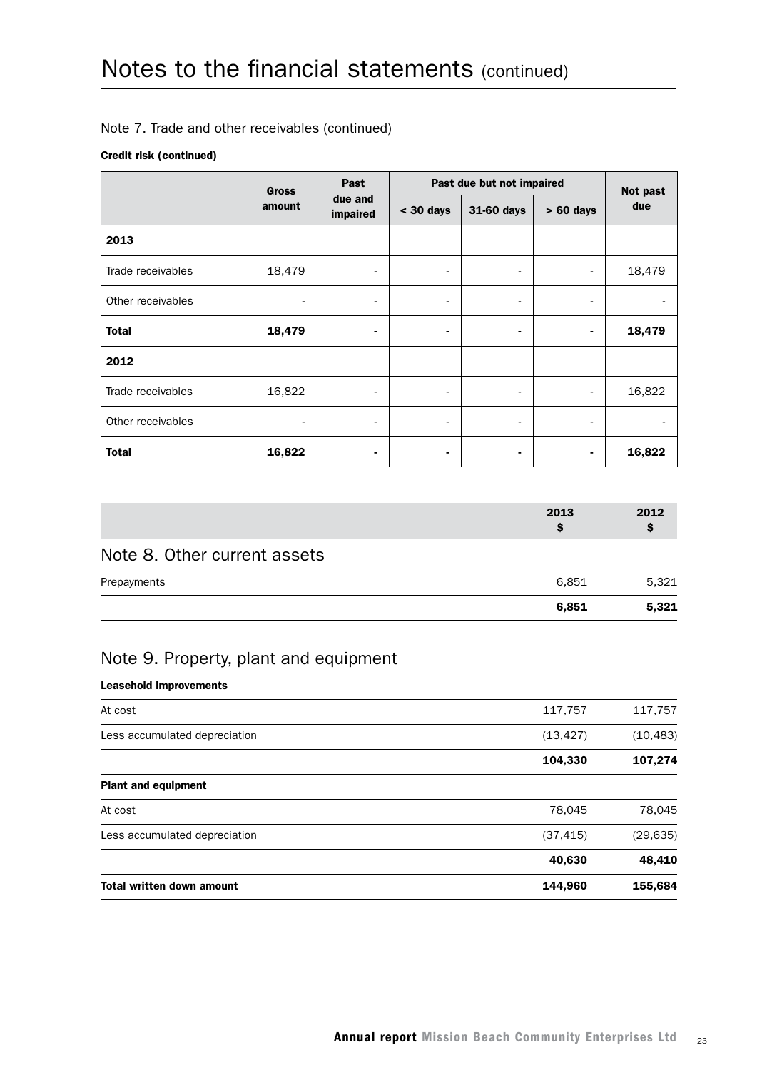# Notes to the financial statements (continued)

## Note 7. Trade and other receivables (continued)

**Credit risk (continued)**

| | Gross amount | Past due and impaired | Past due but not impaired | | | Not past due |
|---|---|---|---|---|---|---|
| | | | < 30 days | 31-60 days | > 60 days | |
| **2013** | | | | | | |
| Trade receivables | 18,479 | - | - | - | - | 18,479 |
| Other receivables | - | - | - | - | - | - |
| **Total** | **18,479** | **-** | **-** | **-** | **-** | **18,479** |
| **2012** | | | | | | |
| Trade receivables | 16,822 | - | - | - | - | 16,822 |
| Other receivables | - | - | - | - | - | - |
| **Total** | **16,822** | **-** | **-** | **-** | **-** | **16,822** |

## Note 8. Other current assets

| | 2013 $ | 2012 $ |
|---|---|---|
| Prepayments | 6,851 | 5,321 |
| | **6,851** | **5,321** |

## Note 9. Property, plant and equipment

| | 2013 $ | 2012 $ |
|---|---|---|
| **Leasehold improvements** | | |
| At cost | 117,757 | 117,757 |
| Less accumulated depreciation | (13,427) | (10,483) |
| | **104,330** | **107,274** |
| **Plant and equipment** | | |
| At cost | 78,045 | 78,045 |
| Less accumulated depreciation | (37,415) | (29,635) |
| | **40,630** | **48,410** |
| **Total written down amount** | **144,960** | **155,684** |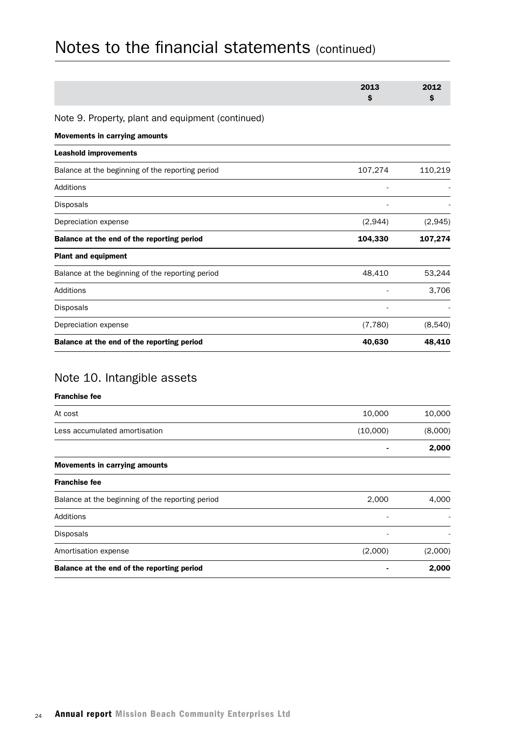# Notes to the financial statements (continued)

| | 2013<br>$ | 2012<br>$ |
|---|---|---|

## Note 9. Property, plant and equipment (continued)

| **Movements in carrying amounts** | | |
|---|---|---|
| **Leashold improvements** | | |
| Balance at the beginning of the reporting period | 107,274 | 110,219 |
| Additions | - | - |
| Disposals | - | - |
| Depreciation expense | (2,944) | (2,945) |
| **Balance at the end of the reporting period** | **104,330** | **107,274** |
| **Plant and equipment** | | |
| Balance at the beginning of the reporting period | 48,410 | 53,244 |
| Additions | - | 3,706 |
| Disposals | - | - |
| Depreciation expense | (7,780) | (8,540) |
| **Balance at the end of the reporting period** | **40,630** | **48,410** |

## Note 10. Intangible assets

| **Franchise fee** | | |
|---|---|---|
| At cost | 10,000 | 10,000 |
| Less accumulated amortisation | (10,000) | (8,000) |
| | **-** | **2,000** |
| **Movements in carrying amounts** | | |
| **Franchise fee** | | |
| Balance at the beginning of the reporting period | 2,000 | 4,000 |
| Additions | - | - |
| Disposals | - | - |
| Amortisation expense | (2,000) | (2,000) |
| **Balance at the end of the reporting period** | **-** | **2,000** |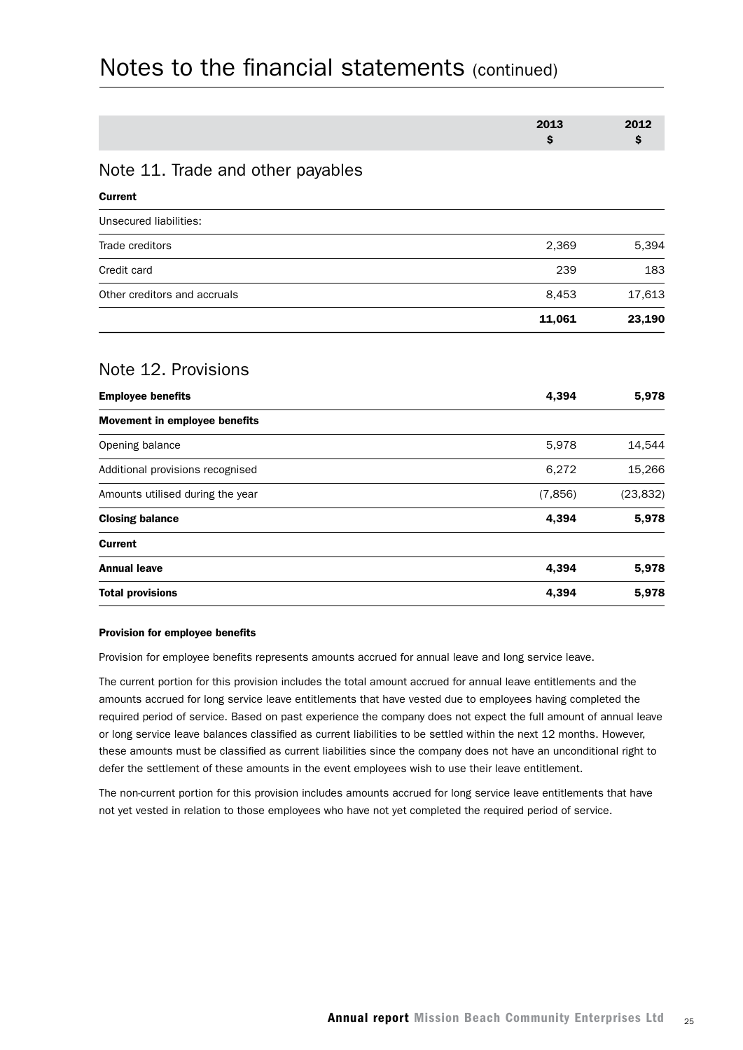# Notes to the financial statements (continued)

| | 2013 $ | 2012 $ |
|---|---|---|

## Note 11. Trade and other payables

| | 2013 $ | 2012 $ |
|---|---|---|
| **Current** | | |
| Unsecured liabilities: | | |
| Trade creditors | 2,369 | 5,394 |
| Credit card | 239 | 183 |
| Other creditors and accruals | 8,453 | 17,613 |
| | **11,061** | **23,190** |

## Note 12. Provisions

| | 2013 $ | 2012 $ |
|---|---|---|
| **Employee benefits** | **4,394** | **5,978** |
| **Movement in employee benefits** | | |
| Opening balance | 5,978 | 14,544 |
| Additional provisions recognised | 6,272 | 15,266 |
| Amounts utilised during the year | (7,856) | (23,832) |
| **Closing balance** | **4,394** | **5,978** |
| **Current** | | |
| **Annual leave** | **4,394** | **5,978** |
| **Total provisions** | **4,394** | **5,978** |

**Provision for employee benefits**

Provision for employee benefits represents amounts accrued for annual leave and long service leave.

The current portion for this provision includes the total amount accrued for annual leave entitlements and the amounts accrued for long service leave entitlements that have vested due to employees having completed the required period of service. Based on past experience the company does not expect the full amount of annual leave or long service leave balances classified as current liabilities to be settled within the next 12 months. However, these amounts must be classified as current liabilities since the company does not have an unconditional right to defer the settlement of these amounts in the event employees wish to use their leave entitlement.

The non-current portion for this provision includes amounts accrued for long service leave entitlements that have not yet vested in relation to those employees who have not yet completed the required period of service.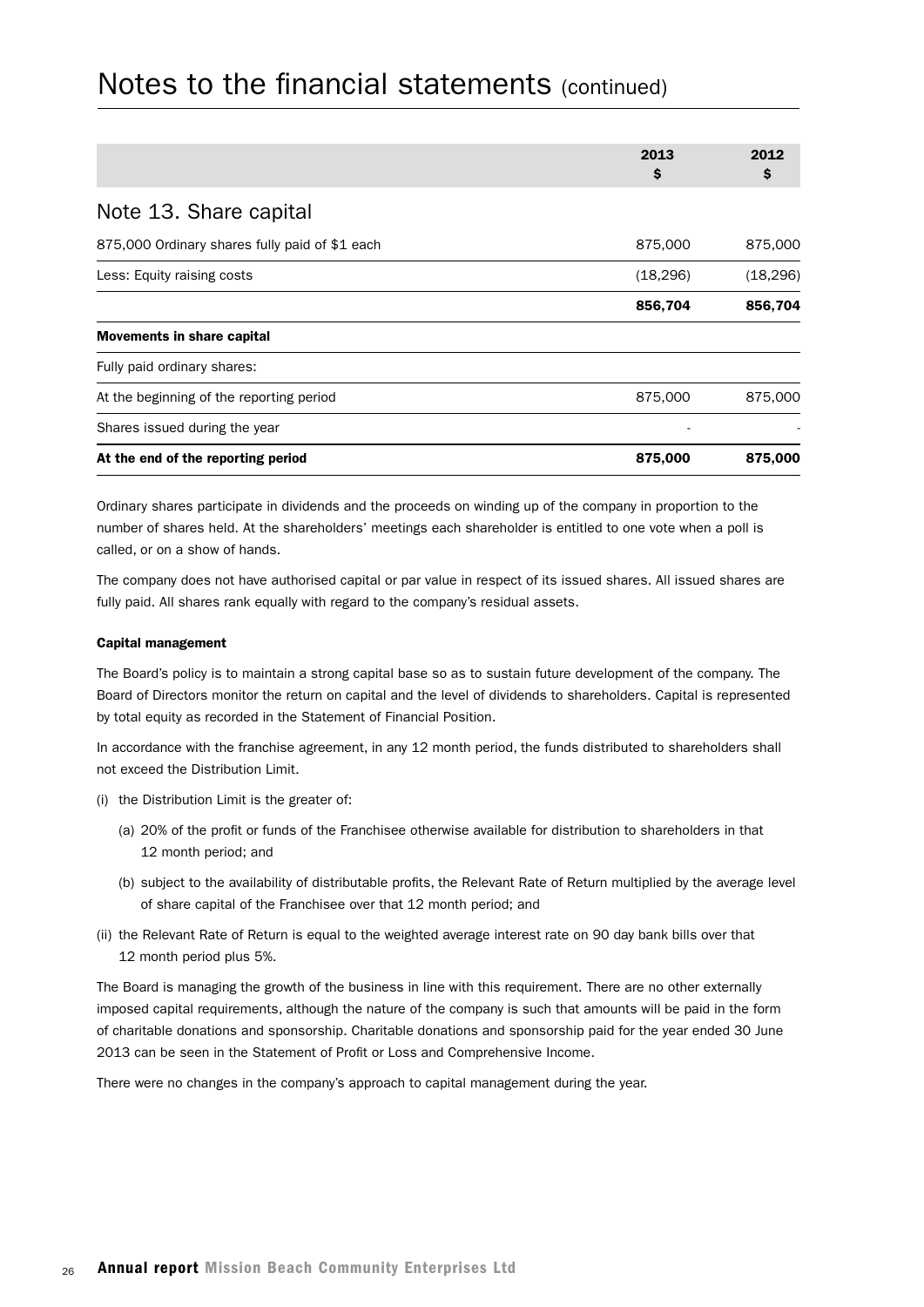# Notes to the financial statements (continued)

| | 2013 $ | 2012 $ |
|---|---|---|
| **Note 13. Share capital** | | |
| 875,000 Ordinary shares fully paid of $1 each | 875,000 | 875,000 |
| Less: Equity raising costs | (18,296) | (18,296) |
| | **856,704** | **856,704** |
| **Movements in share capital** | | |
| Fully paid ordinary shares: | | |
| At the beginning of the reporting period | 875,000 | 875,000 |
| Shares issued during the year | - | - |
| **At the end of the reporting period** | **875,000** | **875,000** |

Ordinary shares participate in dividends and the proceeds on winding up of the company in proportion to the number of shares held. At the shareholders' meetings each shareholder is entitled to one vote when a poll is called, or on a show of hands.

The company does not have authorised capital or par value in respect of its issued shares. All issued shares are fully paid. All shares rank equally with regard to the company's residual assets.

**Capital management**

The Board's policy is to maintain a strong capital base so as to sustain future development of the company. The Board of Directors monitor the return on capital and the level of dividends to shareholders. Capital is represented by total equity as recorded in the Statement of Financial Position.

In accordance with the franchise agreement, in any 12 month period, the funds distributed to shareholders shall not exceed the Distribution Limit.

(i) the Distribution Limit is the greater of:

  (a) 20% of the profit or funds of the Franchisee otherwise available for distribution to shareholders in that 12 month period; and

  (b) subject to the availability of distributable profits, the Relevant Rate of Return multiplied by the average level of share capital of the Franchisee over that 12 month period; and

(ii) the Relevant Rate of Return is equal to the weighted average interest rate on 90 day bank bills over that 12 month period plus 5%.

The Board is managing the growth of the business in line with this requirement. There are no other externally imposed capital requirements, although the nature of the company is such that amounts will be paid in the form of charitable donations and sponsorship. Charitable donations and sponsorship paid for the year ended 30 June 2013 can be seen in the Statement of Profit or Loss and Comprehensive Income.

There were no changes in the company's approach to capital management during the year.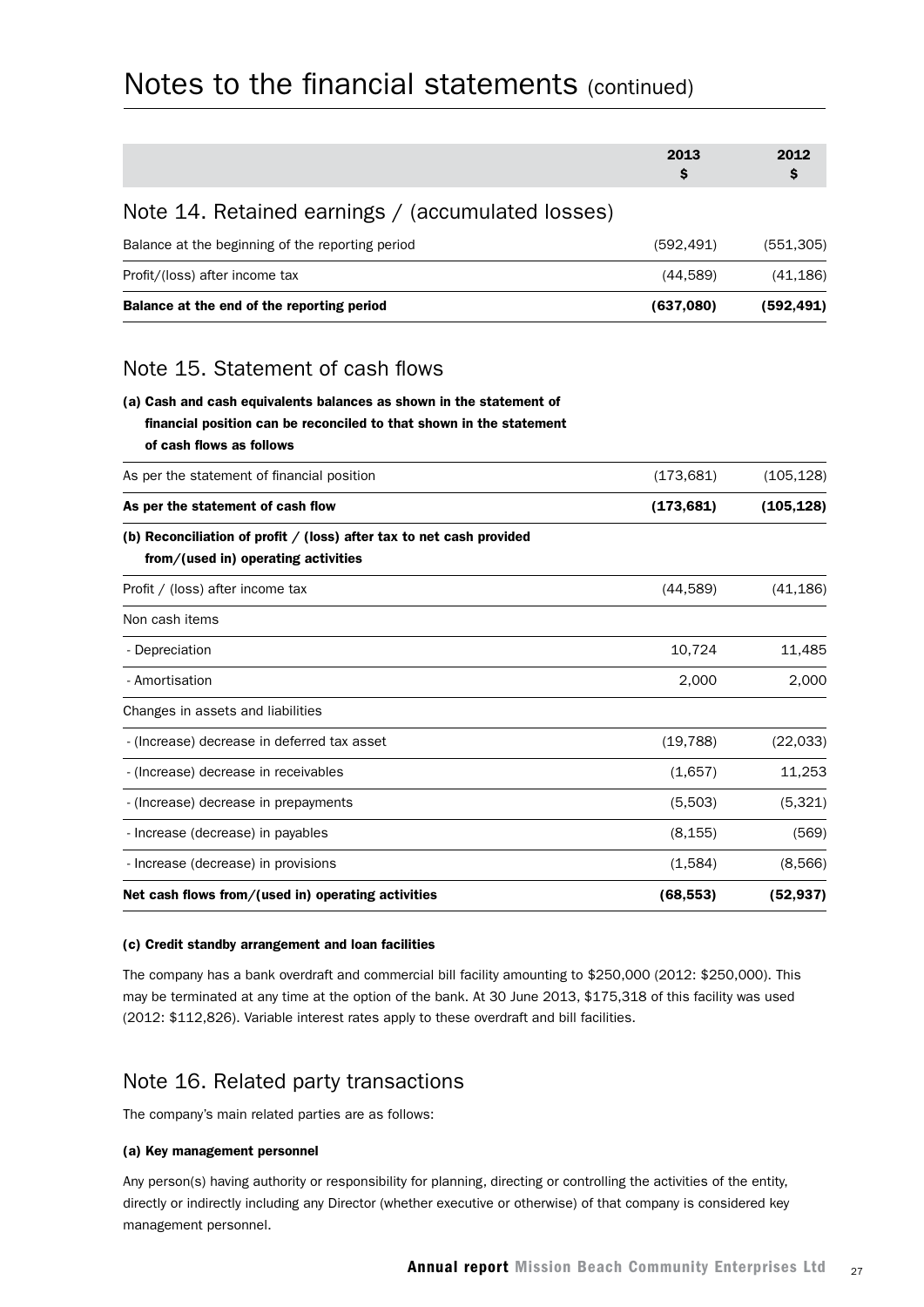# Notes to the financial statements (continued)

| | 2013 $ | 2012 $ |
|---|---|---|

## Note 14. Retained earnings / (accumulated losses)

| | 2013 $ | 2012 $ |
|---|---|---|
| Balance at the beginning of the reporting period | (592,491) | (551,305) |
| Profit/(loss) after income tax | (44,589) | (41,186) |
| **Balance at the end of the reporting period** | **(637,080)** | **(592,491)** |

## Note 15. Statement of cash flows

**(a) Cash and cash equivalents balances as shown in the statement of financial position can be reconciled to that shown in the statement of cash flows as follows**

| | 2013 $ | 2012 $ |
|---|---|---|
| As per the statement of financial position | (173,681) | (105,128) |
| **As per the statement of cash flow** | **(173,681)** | **(105,128)** |

**(b) Reconciliation of profit / (loss) after tax to net cash provided from/(used in) operating activities**

| | 2013 $ | 2012 $ |
|---|---|---|
| Profit / (loss) after income tax | (44,589) | (41,186) |
| Non cash items | | |
| - Depreciation | 10,724 | 11,485 |
| - Amortisation | 2,000 | 2,000 |
| Changes in assets and liabilities | | |
| - (Increase) decrease in deferred tax asset | (19,788) | (22,033) |
| - (Increase) decrease in receivables | (1,657) | 11,253 |
| - (Increase) decrease in prepayments | (5,503) | (5,321) |
| - Increase (decrease) in payables | (8,155) | (569) |
| - Increase (decrease) in provisions | (1,584) | (8,566) |
| **Net cash flows from/(used in) operating activities** | **(68,553)** | **(52,937)** |

**(c) Credit standby arrangement and loan facilities**

The company has a bank overdraft and commercial bill facility amounting to $250,000 (2012: $250,000). This may be terminated at any time at the option of the bank. At 30 June 2013, $175,318 of this facility was used (2012: $112,826). Variable interest rates apply to these overdraft and bill facilities.

## Note 16. Related party transactions

The company's main related parties are as follows:

**(a) Key management personnel**

Any person(s) having authority or responsibility for planning, directing or controlling the activities of the entity, directly or indirectly including any Director (whether executive or otherwise) of that company is considered key management personnel.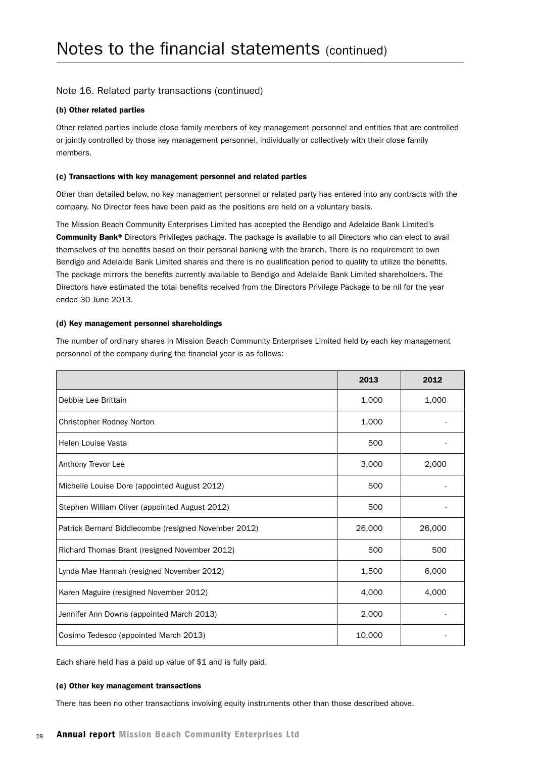# Notes to the financial statements (continued)

## Note 16. Related party transactions (continued)

### (b) Other related parties

Other related parties include close family members of key management personnel and entities that are controlled or jointly controlled by those key management personnel, individually or collectively with their close family members.

### (c) Transactions with key management personnel and related parties

Other than detailed below, no key management personnel or related party has entered into any contracts with the company. No Director fees have been paid as the positions are held on a voluntary basis.

The Mission Beach Community Enterprises Limited has accepted the Bendigo and Adelaide Bank Limited's **Community Bank®** Directors Privileges package. The package is available to all Directors who can elect to avail themselves of the benefits based on their personal banking with the branch. There is no requirement to own Bendigo and Adelaide Bank Limited shares and there is no qualification period to qualify to utilize the benefits. The package mirrors the benefits currently available to Bendigo and Adelaide Bank Limited shareholders. The Directors have estimated the total benefits received from the Directors Privilege Package to be nil for the year ended 30 June 2013.

### (d) Key management personnel shareholdings

The number of ordinary shares in Mission Beach Community Enterprises Limited held by each key management personnel of the company during the financial year is as follows:

| | 2013 | 2012 |
|---|---|---|
| Debbie Lee Brittain | 1,000 | 1,000 |
| Christopher Rodney Norton | 1,000 | - |
| Helen Louise Vasta | 500 | - |
| Anthony Trevor Lee | 3,000 | 2,000 |
| Michelle Louise Dore (appointed August 2012) | 500 | - |
| Stephen William Oliver (appointed August 2012) | 500 | - |
| Patrick Bernard Biddlecombe (resigned November 2012) | 26,000 | 26,000 |
| Richard Thomas Brant (resigned November 2012) | 500 | 500 |
| Lynda Mae Hannah (resigned November 2012) | 1,500 | 6,000 |
| Karen Maguire (resigned November 2012) | 4,000 | 4,000 |
| Jennifer Ann Downs (appointed March 2013) | 2,000 | - |
| Cosimo Tedesco (appointed March 2013) | 10,000 | - |

Each share held has a paid up value of $1 and is fully paid.

### (e) Other key management transactions

There has been no other transactions involving equity instruments other than those described above.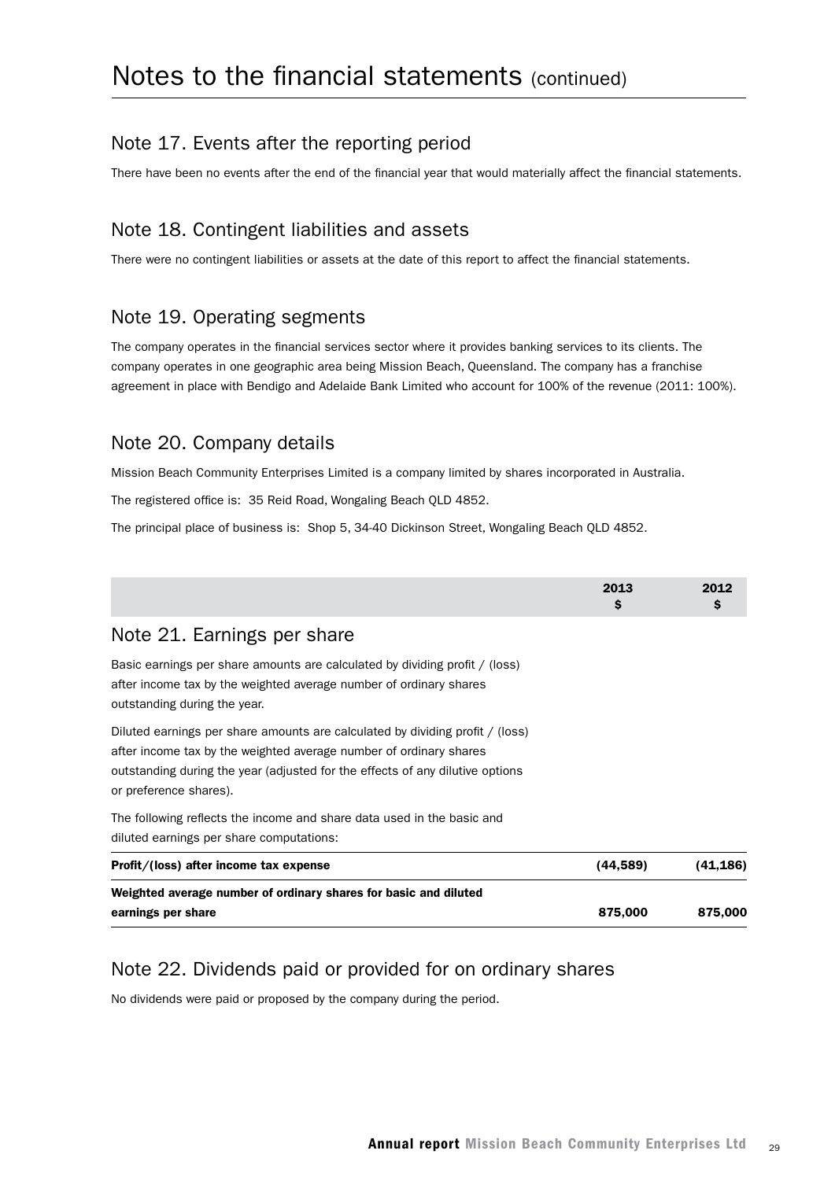# Notes to the financial statements (continued)

## Note 17. Events after the reporting period

There have been no events after the end of the financial year that would materially affect the financial statements.

## Note 18. Contingent liabilities and assets

There were no contingent liabilities or assets at the date of this report to affect the financial statements.

## Note 19. Operating segments

The company operates in the financial services sector where it provides banking services to its clients. The company operates in one geographic area being Mission Beach, Queensland. The company has a franchise agreement in place with Bendigo and Adelaide Bank Limited who account for 100% of the revenue (2011: 100%).

## Note 20. Company details

Mission Beach Community Enterprises Limited is a company limited by shares incorporated in Australia.

The registered office is: 35 Reid Road, Wongaling Beach QLD 4852.

The principal place of business is: Shop 5, 34-40 Dickinson Street, Wongaling Beach QLD 4852.

## Note 21. Earnings per share

Basic earnings per share amounts are calculated by dividing profit / (loss) after income tax by the weighted average number of ordinary shares outstanding during the year.

Diluted earnings per share amounts are calculated by dividing profit / (loss) after income tax by the weighted average number of ordinary shares outstanding during the year (adjusted for the effects of any dilutive options or preference shares).

The following reflects the income and share data used in the basic and diluted earnings per share computations:

| | 2013 $ | 2012 $ |
|---|---|---|
| **Profit/(loss) after income tax expense** | **(44,589)** | **(41,186)** |
| **Weighted average number of ordinary shares for basic and diluted earnings per share** | **875,000** | **875,000** |

## Note 22. Dividends paid or provided for on ordinary shares

No dividends were paid or proposed by the company during the period.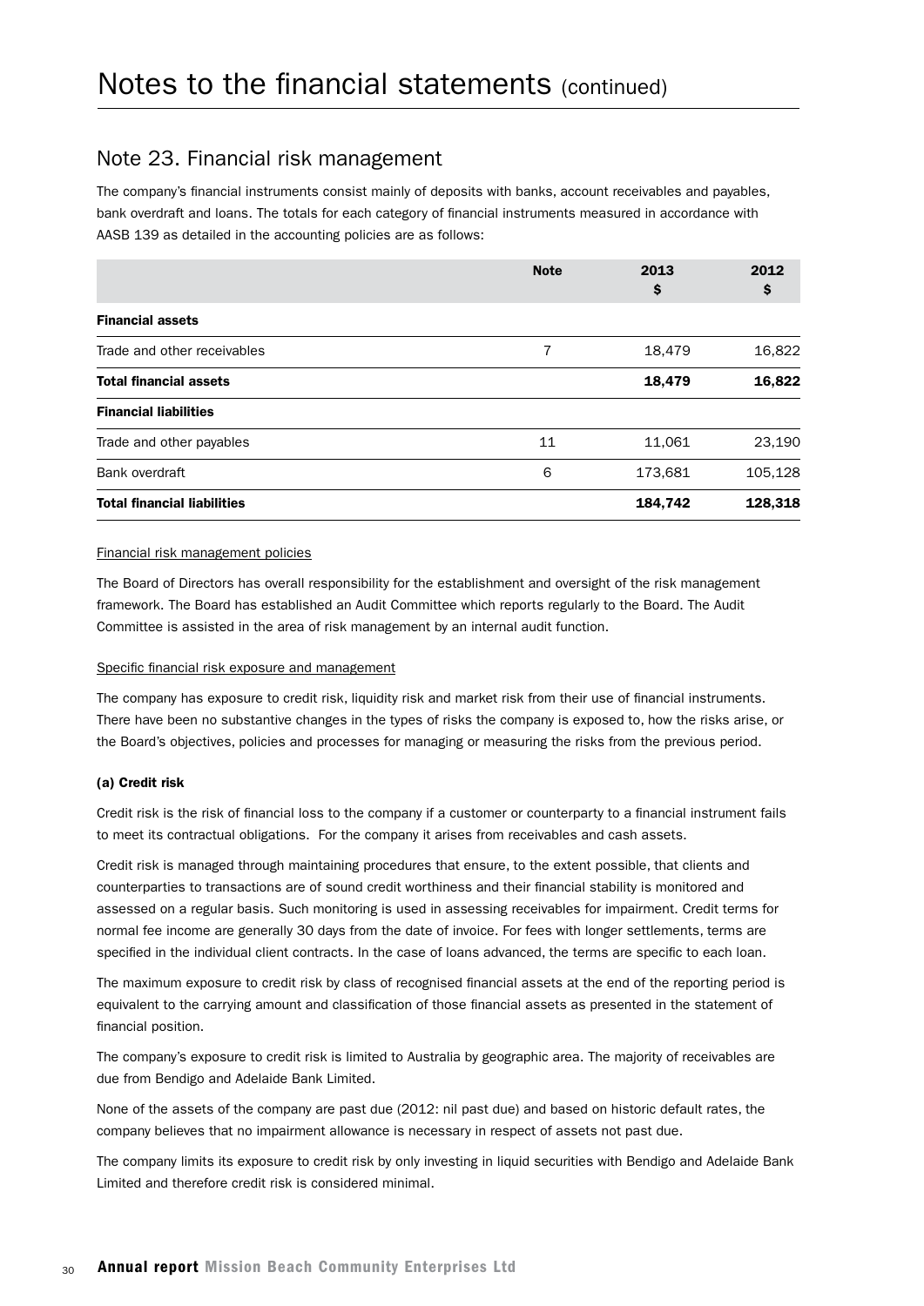# Notes to the financial statements (continued)

## Note 23. Financial risk management

The company's financial instruments consist mainly of deposits with banks, account receivables and payables, bank overdraft and loans. The totals for each category of financial instruments measured in accordance with AASB 139 as detailed in the accounting policies are as follows:

| | Note | 2013 $ | 2012 $ |
|---|---|---|---|
| **Financial assets** | | | |
| Trade and other receivables | 7 | 18,479 | 16,822 |
| **Total financial assets** | | **18,479** | **16,822** |
| **Financial liabilities** | | | |
| Trade and other payables | 11 | 11,061 | 23,190 |
| Bank overdraft | 6 | 173,681 | 105,128 |
| **Total financial liabilities** | | **184,742** | **128,318** |

Financial risk management policies

The Board of Directors has overall responsibility for the establishment and oversight of the risk management framework. The Board has established an Audit Committee which reports regularly to the Board. The Audit Committee is assisted in the area of risk management by an internal audit function.

Specific financial risk exposure and management

The company has exposure to credit risk, liquidity risk and market risk from their use of financial instruments. There have been no substantive changes in the types of risks the company is exposed to, how the risks arise, or the Board's objectives, policies and processes for managing or measuring the risks from the previous period.

**(a) Credit risk**

Credit risk is the risk of financial loss to the company if a customer or counterparty to a financial instrument fails to meet its contractual obligations. For the company it arises from receivables and cash assets.

Credit risk is managed through maintaining procedures that ensure, to the extent possible, that clients and counterparties to transactions are of sound credit worthiness and their financial stability is monitored and assessed on a regular basis. Such monitoring is used in assessing receivables for impairment. Credit terms for normal fee income are generally 30 days from the date of invoice. For fees with longer settlements, terms are specified in the individual client contracts. In the case of loans advanced, the terms are specific to each loan.

The maximum exposure to credit risk by class of recognised financial assets at the end of the reporting period is equivalent to the carrying amount and classification of those financial assets as presented in the statement of financial position.

The company's exposure to credit risk is limited to Australia by geographic area. The majority of receivables are due from Bendigo and Adelaide Bank Limited.

None of the assets of the company are past due (2012: nil past due) and based on historic default rates, the company believes that no impairment allowance is necessary in respect of assets not past due.

The company limits its exposure to credit risk by only investing in liquid securities with Bendigo and Adelaide Bank Limited and therefore credit risk is considered minimal.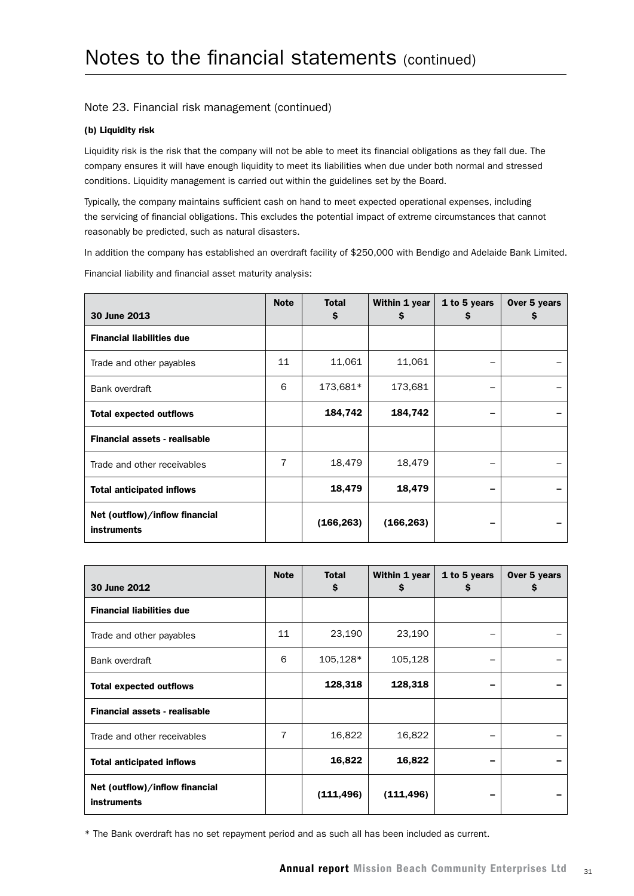# Notes to the financial statements (continued)

## Note 23. Financial risk management (continued)

### (b) Liquidity risk

Liquidity risk is the risk that the company will not be able to meet its financial obligations as they fall due. The company ensures it will have enough liquidity to meet its liabilities when due under both normal and stressed conditions. Liquidity management is carried out within the guidelines set by the Board.

Typically, the company maintains sufficient cash on hand to meet expected operational expenses, including the servicing of financial obligations. This excludes the potential impact of extreme circumstances that cannot reasonably be predicted, such as natural disasters.

In addition the company has established an overdraft facility of $250,000 with Bendigo and Adelaide Bank Limited.

Financial liability and financial asset maturity analysis:

| 30 June 2013 | Note | Total $ | Within 1 year $ | 1 to 5 years $ | Over 5 years $ |
|---|---|---|---|---|---|
| **Financial liabilities due** | | | | | |
| Trade and other payables | 11 | 11,061 | 11,061 | – | – |
| Bank overdraft | 6 | 173,681* | 173,681 | – | – |
| **Total expected outflows** | | **184,742** | **184,742** | **–** | **–** |
| **Financial assets - realisable** | | | | | |
| Trade and other receivables | 7 | 18,479 | 18,479 | – | – |
| **Total anticipated inflows** | | **18,479** | **18,479** | **–** | **–** |
| **Net (outflow)/inflow financial instruments** | | **(166,263)** | **(166,263)** | **–** | **–** |

| 30 June 2012 | Note | Total $ | Within 1 year $ | 1 to 5 years $ | Over 5 years $ |
|---|---|---|---|---|---|
| **Financial liabilities due** | | | | | |
| Trade and other payables | 11 | 23,190 | 23,190 | – | – |
| Bank overdraft | 6 | 105,128* | 105,128 | – | – |
| **Total expected outflows** | | **128,318** | **128,318** | **–** | **–** |
| **Financial assets - realisable** | | | | | |
| Trade and other receivables | 7 | 16,822 | 16,822 | – | – |
| **Total anticipated inflows** | | **16,822** | **16,822** | **–** | **–** |
| **Net (outflow)/inflow financial instruments** | | **(111,496)** | **(111,496)** | **–** | **–** |

* The Bank overdraft has no set repayment period and as such all has been included as current.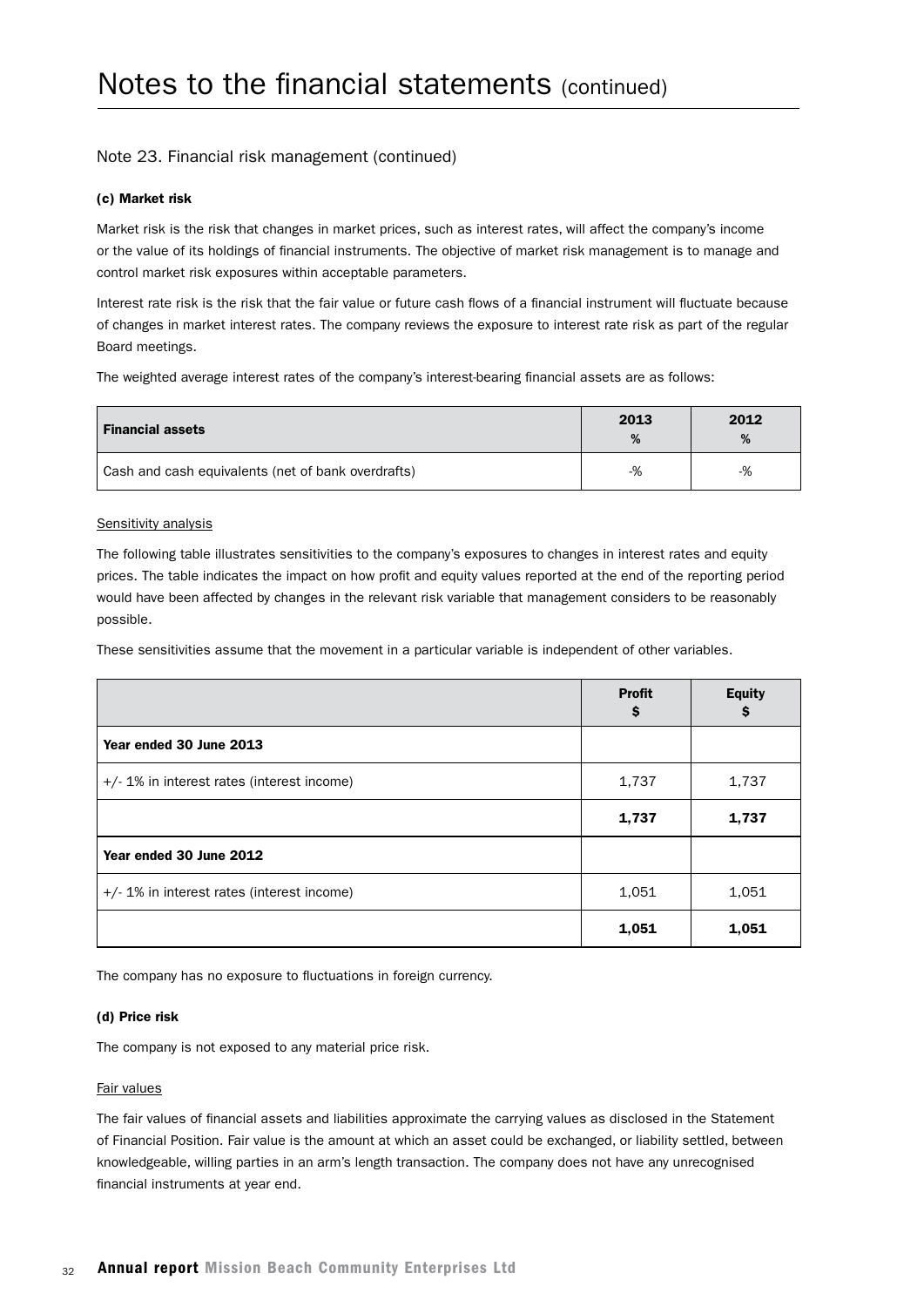# Notes to the financial statements (continued)

## Note 23. Financial risk management (continued)

**(c) Market risk**

Market risk is the risk that changes in market prices, such as interest rates, will affect the company's income or the value of its holdings of financial instruments. The objective of market risk management is to manage and control market risk exposures within acceptable parameters.

Interest rate risk is the risk that the fair value or future cash flows of a financial instrument will fluctuate because of changes in market interest rates. The company reviews the exposure to interest rate risk as part of the regular Board meetings.

The weighted average interest rates of the company's interest-bearing financial assets are as follows:

| Financial assets | 2013 % | 2012 % |
|---|---|---|
| Cash and cash equivalents (net of bank overdrafts) | -% | -% |

Sensitivity analysis

The following table illustrates sensitivities to the company's exposures to changes in interest rates and equity prices. The table indicates the impact on how profit and equity values reported at the end of the reporting period would have been affected by changes in the relevant risk variable that management considers to be reasonably possible.

These sensitivities assume that the movement in a particular variable is independent of other variables.

| | Profit $ | Equity $ |
|---|---|---|
| **Year ended 30 June 2013** | | |
| +/- 1% in interest rates (interest income) | 1,737 | 1,737 |
| | **1,737** | **1,737** |
| **Year ended 30 June 2012** | | |
| +/- 1% in interest rates (interest income) | 1,051 | 1,051 |
| | **1,051** | **1,051** |

The company has no exposure to fluctuations in foreign currency.

**(d) Price risk**

The company is not exposed to any material price risk.

Fair values

The fair values of financial assets and liabilities approximate the carrying values as disclosed in the Statement of Financial Position. Fair value is the amount at which an asset could be exchanged, or liability settled, between knowledgeable, willing parties in an arm's length transaction. The company does not have any unrecognised financial instruments at year end.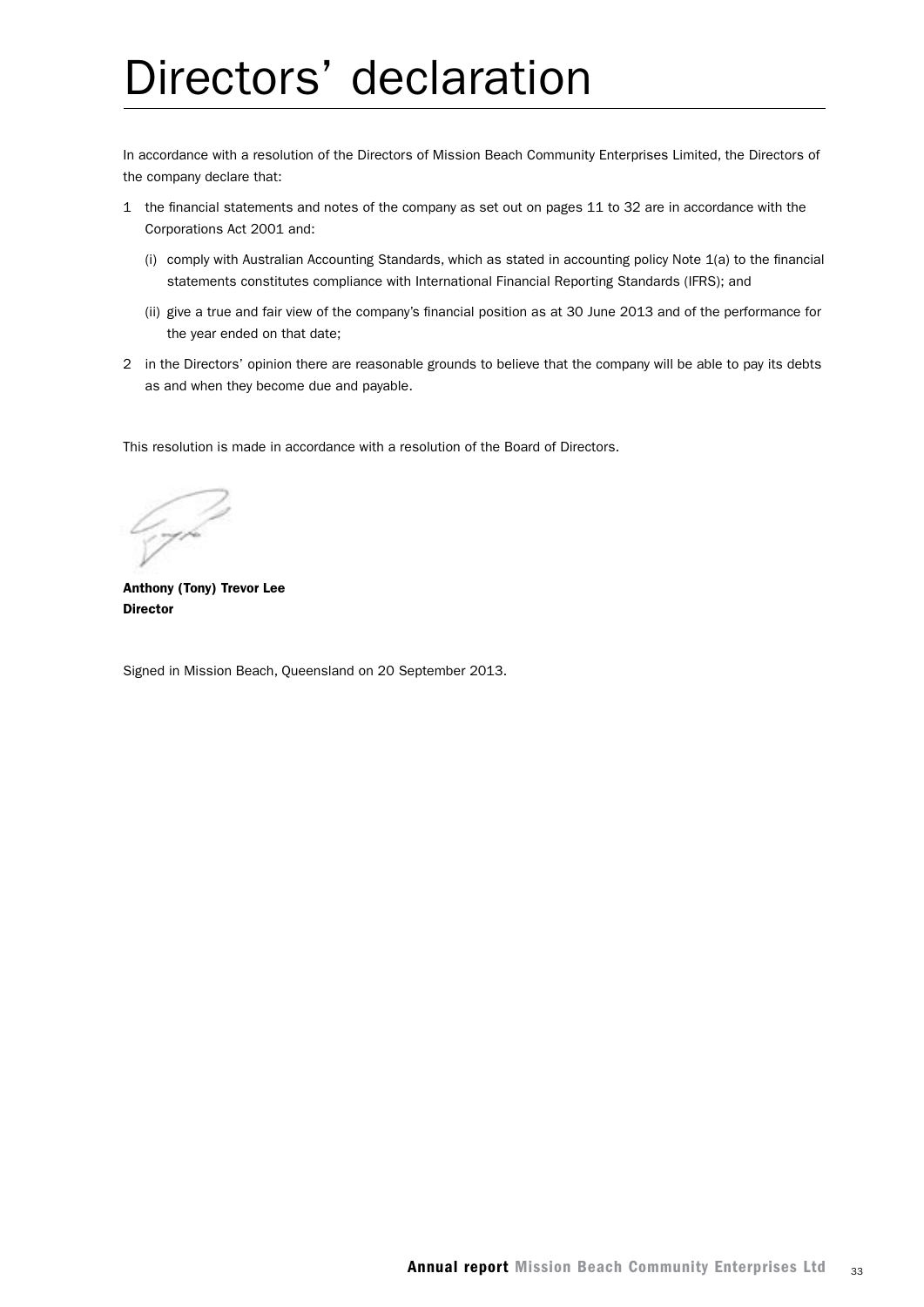# Directors' declaration

In accordance with a resolution of the Directors of Mission Beach Community Enterprises Limited, the Directors of the company declare that:

1 the financial statements and notes of the company as set out on pages 11 to 32 are in accordance with the Corporations Act 2001 and:

   (i) comply with Australian Accounting Standards, which as stated in accounting policy Note 1(a) to the financial statements constitutes compliance with International Financial Reporting Standards (IFRS); and

   (ii) give a true and fair view of the company's financial position as at 30 June 2013 and of the performance for the year ended on that date;

2 in the Directors' opinion there are reasonable grounds to believe that the company will be able to pay its debts as and when they become due and payable.

This resolution is made in accordance with a resolution of the Board of Directors.

**Anthony (Tony) Trevor Lee**
**Director**

Signed in Mission Beach, Queensland on 20 September 2013.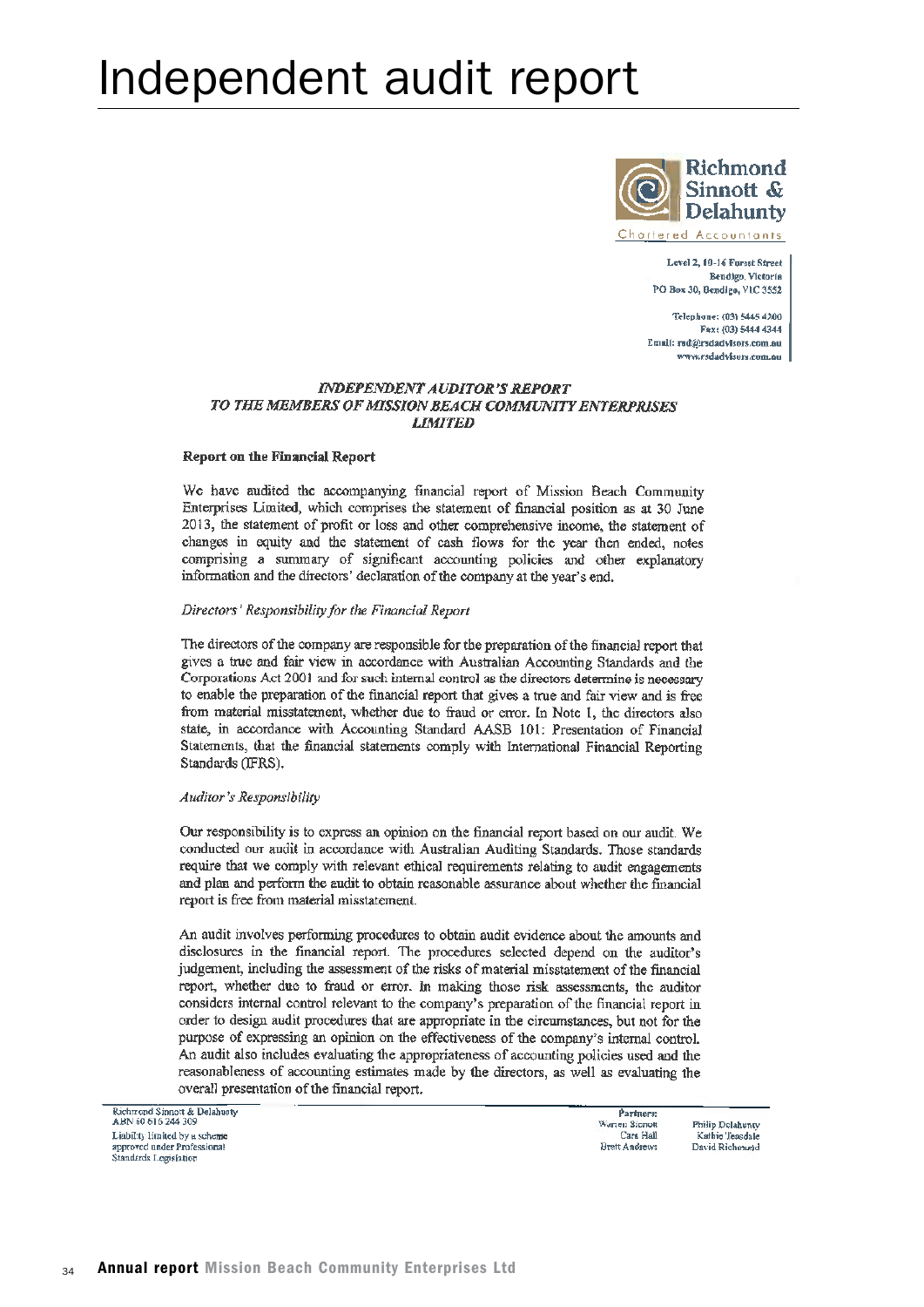# Independent audit report

**Richmond Sinnott & Delahunty**
Chartered Accountants

Level 2, 10-16 Forest Street
Bendigo, Victoria
PO Box 30, Bendigo, VIC 3552

Telephone: (03) 5445 4200
Fax: (03) 5444 4344
Email: rsd@rsdadvisors.com.au
www.rsdadvisors.com.au

***INDEPENDENT AUDITOR'S REPORT***
***TO THE MEMBERS OF MISSION BEACH COMMUNITY ENTERPRISES LIMITED***

**Report on the Financial Report**

We have audited the accompanying financial report of Mission Beach Community Enterprises Limited, which comprises the statement of financial position as at 30 June 2013, the statement of profit or loss and other comprehensive income, the statement of changes in equity and the statement of cash flows for the year then ended, notes comprising a summary of significant accounting policies and other explanatory information and the directors' declaration of the company at the year's end.

*Directors' Responsibility for the Financial Report*

The directors of the company are responsible for the preparation of the financial report that gives a true and fair view in accordance with Australian Accounting Standards and the Corporations Act 2001 and for such internal control as the directors determine is necessary to enable the preparation of the financial report that gives a true and fair view and is free from material misstatement, whether due to fraud or error. In Note 1, the directors also state, in accordance with Accounting Standard AASB 101: Presentation of Financial Statements, that the financial statements comply with International Financial Reporting Standards (IFRS).

*Auditor's Responsibility*

Our responsibility is to express an opinion on the financial report based on our audit. We conducted our audit in accordance with Australian Auditing Standards. Those standards require that we comply with relevant ethical requirements relating to audit engagements and plan and perform the audit to obtain reasonable assurance about whether the financial report is free from material misstatement.

An audit involves performing procedures to obtain audit evidence about the amounts and disclosures in the financial report. The procedures selected depend on the auditor's judgement, including the assessment of the risks of material misstatement of the financial report, whether due to fraud or error. In making those risk assessments, the auditor considers internal control relevant to the company's preparation of the financial report in order to design audit procedures that are appropriate in the circumstances, but not for the purpose of expressing an opinion on the effectiveness of the company's internal control. An audit also includes evaluating the appropriateness of accounting policies used and the reasonableness of accounting estimates made by the directors, as well as evaluating the overall presentation of the financial report.

Richmond Sinnott & Delahunty
ABN 60 616 244 309
Liability limited by a scheme approved under Professional Standards Legislation

Partners:
Warren Sinnott
Cara Hall
Brett Andrews
Philip Delahunty
Kathie Teasdale
David Richmond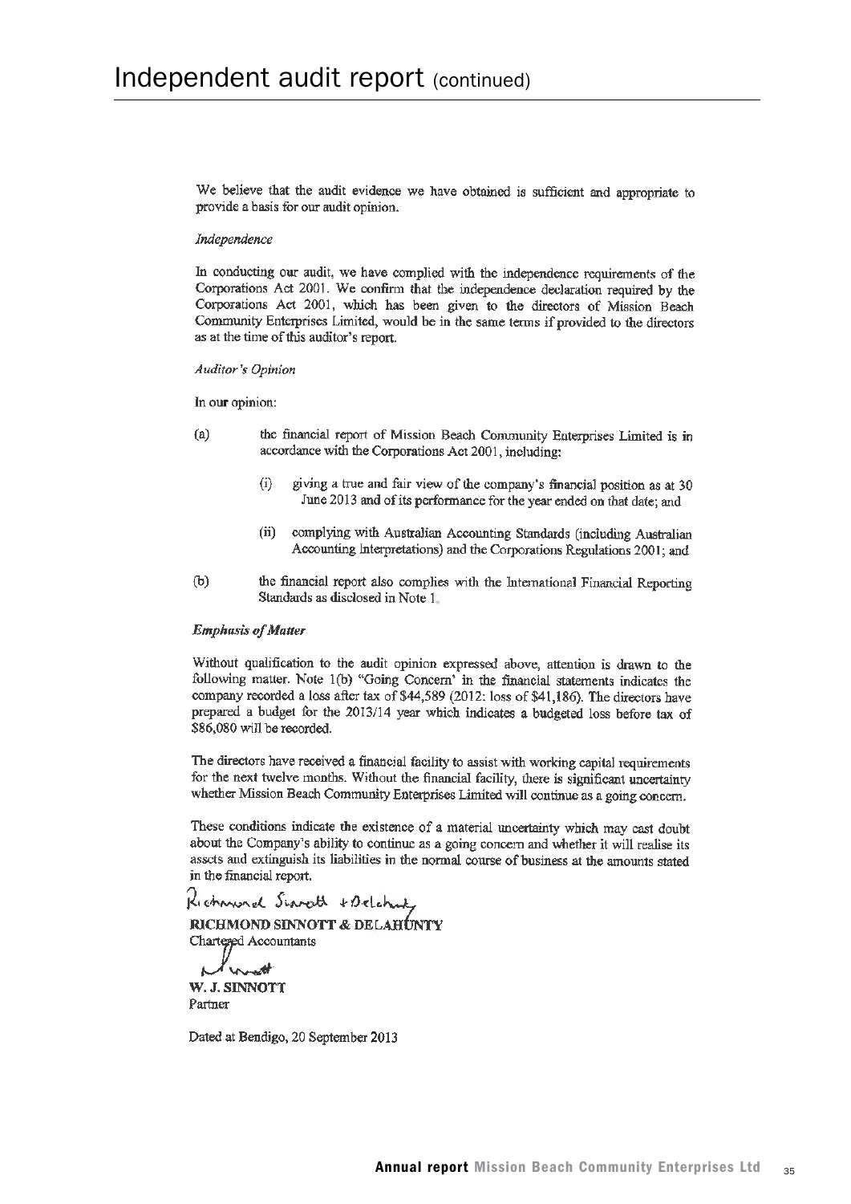# Independent audit report (continued)

We believe that the audit evidence we have obtained is sufficient and appropriate to provide a basis for our audit opinion.

*Independence*

In conducting our audit, we have complied with the independence requirements of the Corporations Act 2001. We confirm that the independence declaration required by the Corporations Act 2001, which has been given to the directors of Mission Beach Community Enterprises Limited, would be in the same terms if provided to the directors as at the time of this auditor's report.

*Auditor's Opinion*

In our opinion:

(a) the financial report of Mission Beach Community Enterprises Limited is in accordance with the Corporations Act 2001, including:

(i) giving a true and fair view of the company's financial position as at 30 June 2013 and of its performance for the year ended on that date; and

(ii) complying with Australian Accounting Standards (including Australian Accounting Interpretations) and the Corporations Regulations 2001; and

(b) the financial report also complies with the International Financial Reporting Standards as disclosed in Note 1.

***Emphasis of Matter***

Without qualification to the audit opinion expressed above, attention is drawn to the following matter. Note 1(b) "Going Concern' in the financial statements indicates the company recorded a loss after tax of $44,589 (2012: loss of $41,186). The directors have prepared a budget for the 2013/14 year which indicates a budgeted loss before tax of $86,080 will be recorded.

The directors have received a financial facility to assist with working capital requirements for the next twelve months. Without the financial facility, there is significant uncertainty whether Mission Beach Community Enterprises Limited will continue as a going concern.

These conditions indicate the existence of a material uncertainty which may cast doubt about the Company's ability to continue as a going concern and whether it will realise its assets and extinguish its liabilities in the normal course of business at the amounts stated in the financial report.

Richmond Sinnott + Delahunty

**RICHMOND SINNOTT & DELAHUNTY**
Chartered Accountants

**W. J. SINNOTT**
Partner

Dated at Bendigo, 20 September 2013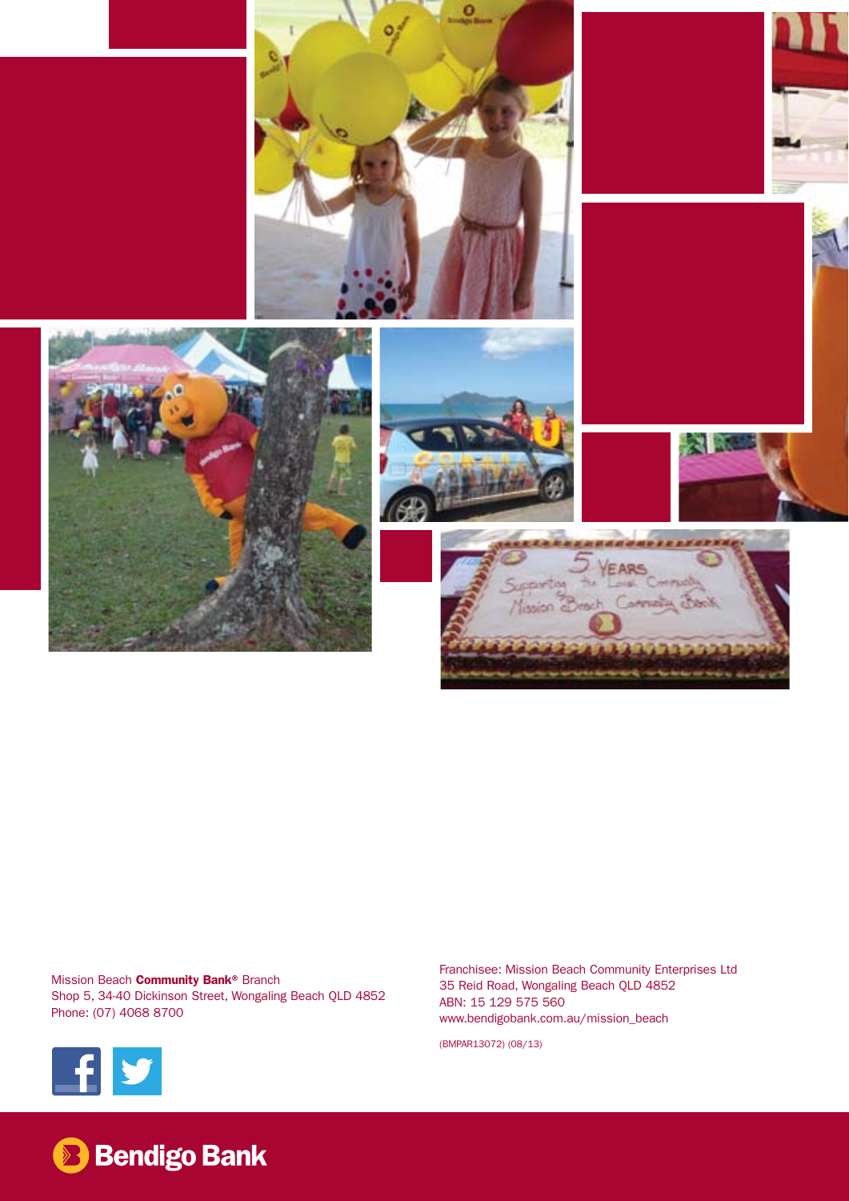Mission Beach **Community Bank®** Branch
Shop 5, 34-40 Dickinson Street, Wongaling Beach QLD 4852
Phone: (07) 4068 8700

Franchisee: Mission Beach Community Enterprises Ltd
35 Reid Road, Wongaling Beach QLD 4852
ABN: 15 129 575 560
www.bendigobank.com.au/mission_beach

(BMPAR13072) (08/13)

Bendigo Bank